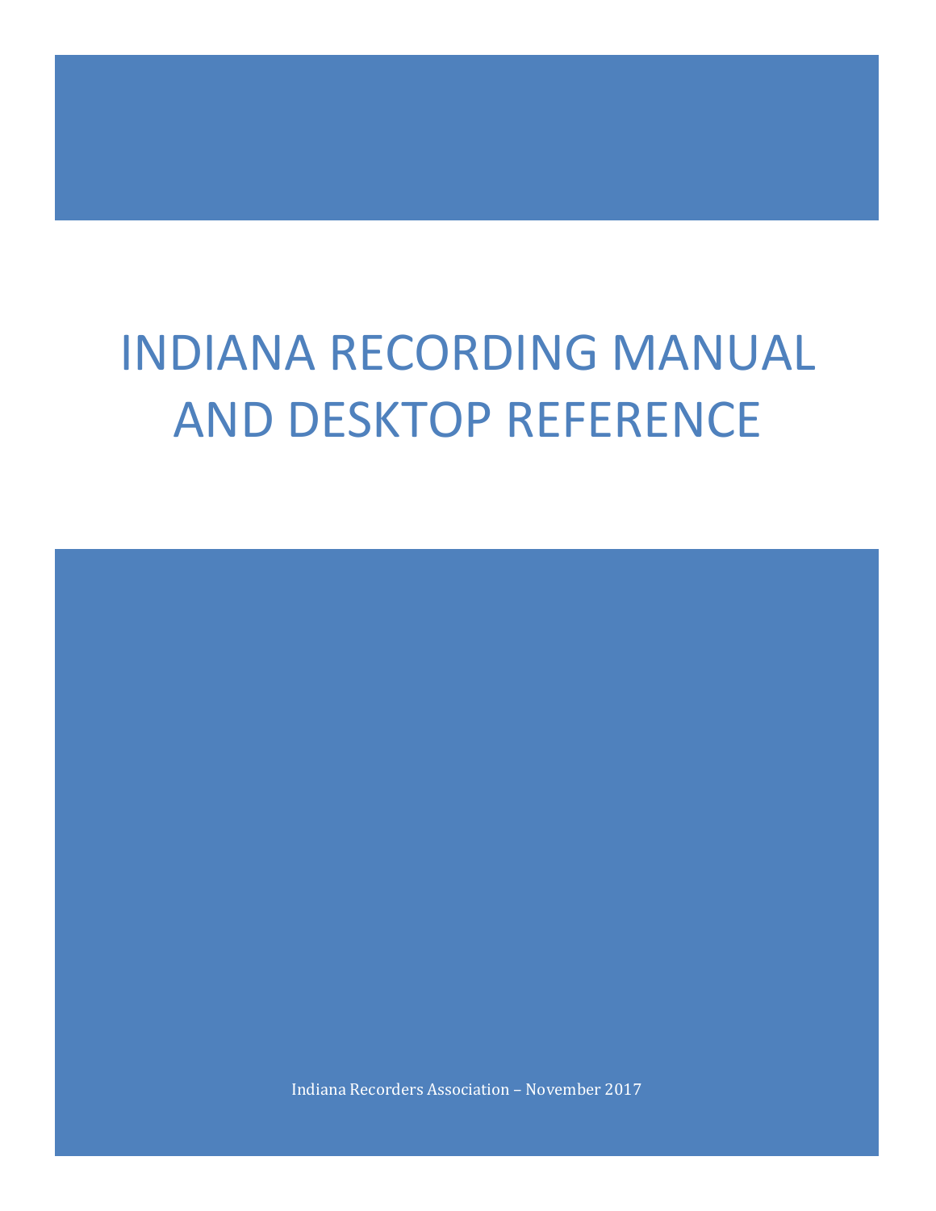# INDIANA RECORDING MANUAL AND DESKTOP REFERENCE

Indiana Recorders Association – November 2017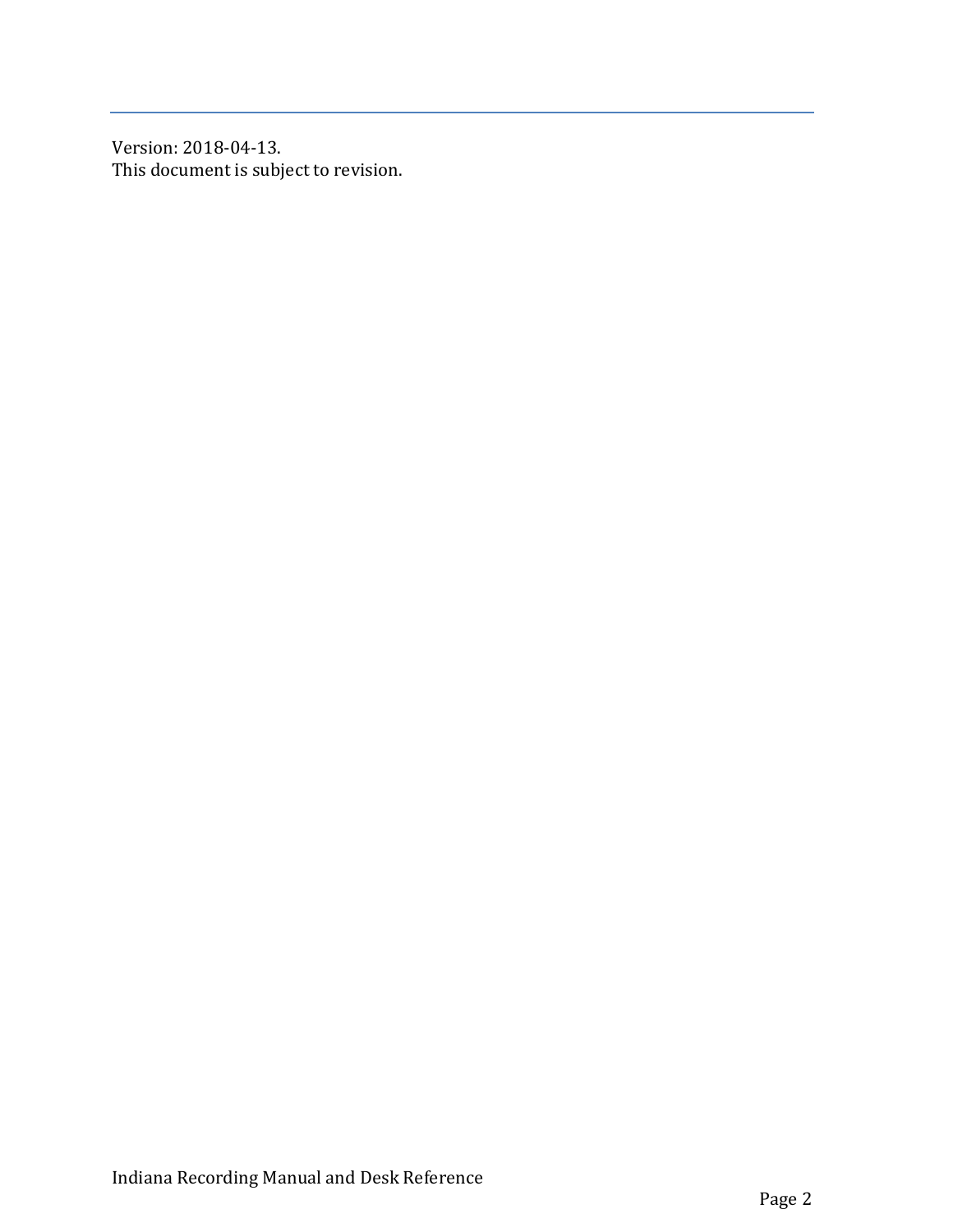Version: 2018-04-13.
This document is subject to revision.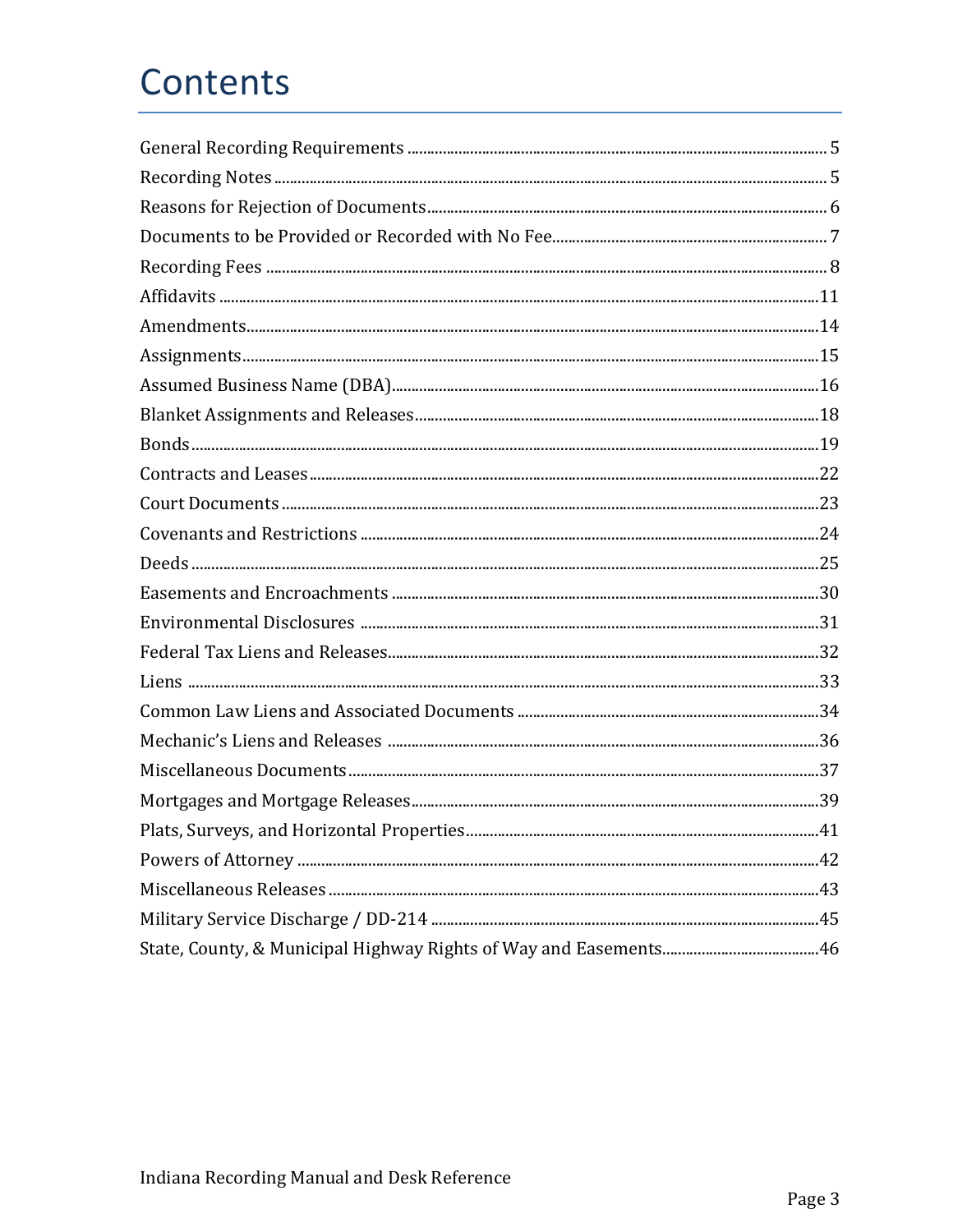# Contents

General Recording Requirements ........................................................................................................ 5
Recording Notes ................................................................................................................................ 5
Reasons for Rejection of Documents ................................................................................................... 6
Documents to be Provided or Recorded with No Fee ........................................................................... 7
Recording Fees ................................................................................................................................... 8
Affidavits ........................................................................................................................................... 11
Amendments ..................................................................................................................................... 14
Assignments ..................................................................................................................................... 15
Assumed Business Name (DBA) ......................................................................................................... 16
Blanket Assignments and Releases .................................................................................................... 18
Bonds ................................................................................................................................................ 19
Contracts and Leases ......................................................................................................................... 22
Court Documents ............................................................................................................................... 23
Covenants and Restrictions ............................................................................................................... 24
Deeds ................................................................................................................................................ 25
Easements and Encroachments .......................................................................................................... 30
Environmental Disclosures ................................................................................................................ 31
Federal Tax Liens and Releases .......................................................................................................... 32
Liens ................................................................................................................................................. 33
Common Law Liens and Associated Documents ................................................................................. 34
Mechanic's Liens and Releases .......................................................................................................... 36
Miscellaneous Documents .................................................................................................................. 37
Mortgages and Mortgage Releases ..................................................................................................... 39
Plats, Surveys, and Horizontal Properties ........................................................................................... 41
Powers of Attorney ............................................................................................................................ 42
Miscellaneous Releases ...................................................................................................................... 43
Military Service Discharge / DD-214 .................................................................................................. 45
State, County, & Municipal Highway Rights of Way and Easements .................................................... 46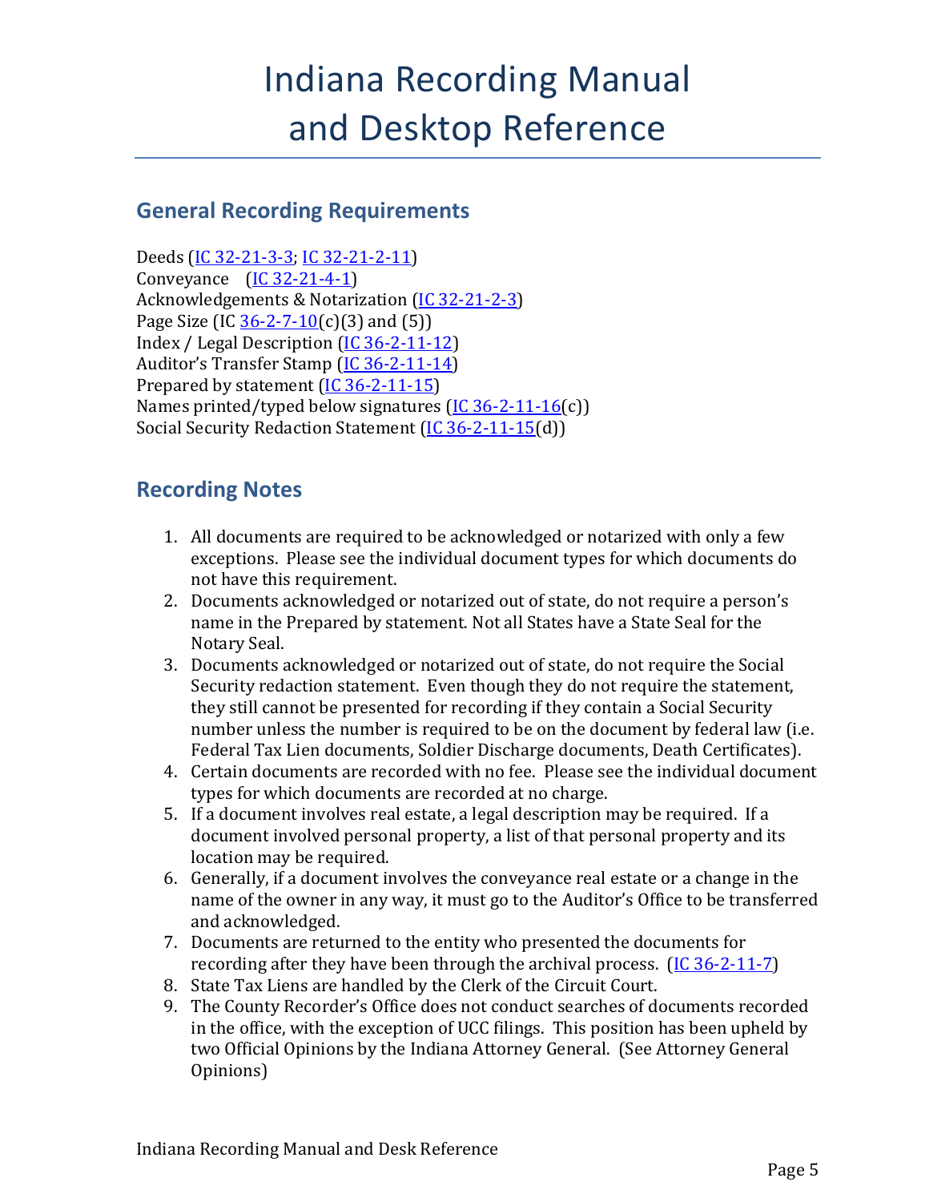# Indiana Recording Manual and Desktop Reference

## General Recording Requirements

Deeds (IC 32-21-3-3; IC 32-21-2-11)
Conveyance (IC 32-21-4-1)
Acknowledgements & Notarization (IC 32-21-2-3)
Page Size (IC 36-2-7-10(c)(3) and (5))
Index / Legal Description (IC 36-2-11-12)
Auditor's Transfer Stamp (IC 36-2-11-14)
Prepared by statement (IC 36-2-11-15)
Names printed/typed below signatures (IC 36-2-11-16(c))
Social Security Redaction Statement (IC 36-2-11-15(d))

## Recording Notes

1. All documents are required to be acknowledged or notarized with only a few exceptions. Please see the individual document types for which documents do not have this requirement.
2. Documents acknowledged or notarized out of state, do not require a person's name in the Prepared by statement. Not all States have a State Seal for the Notary Seal.
3. Documents acknowledged or notarized out of state, do not require the Social Security redaction statement. Even though they do not require the statement, they still cannot be presented for recording if they contain a Social Security number unless the number is required to be on the document by federal law (i.e. Federal Tax Lien documents, Soldier Discharge documents, Death Certificates).
4. Certain documents are recorded with no fee. Please see the individual document types for which documents are recorded at no charge.
5. If a document involves real estate, a legal description may be required. If a document involved personal property, a list of that personal property and its location may be required.
6. Generally, if a document involves the conveyance real estate or a change in the name of the owner in any way, it must go to the Auditor's Office to be transferred and acknowledged.
7. Documents are returned to the entity who presented the documents for recording after they have been through the archival process. (IC 36-2-11-7)
8. State Tax Liens are handled by the Clerk of the Circuit Court.
9. The County Recorder's Office does not conduct searches of documents recorded in the office, with the exception of UCC filings. This position has been upheld by two Official Opinions by the Indiana Attorney General. (See Attorney General Opinions)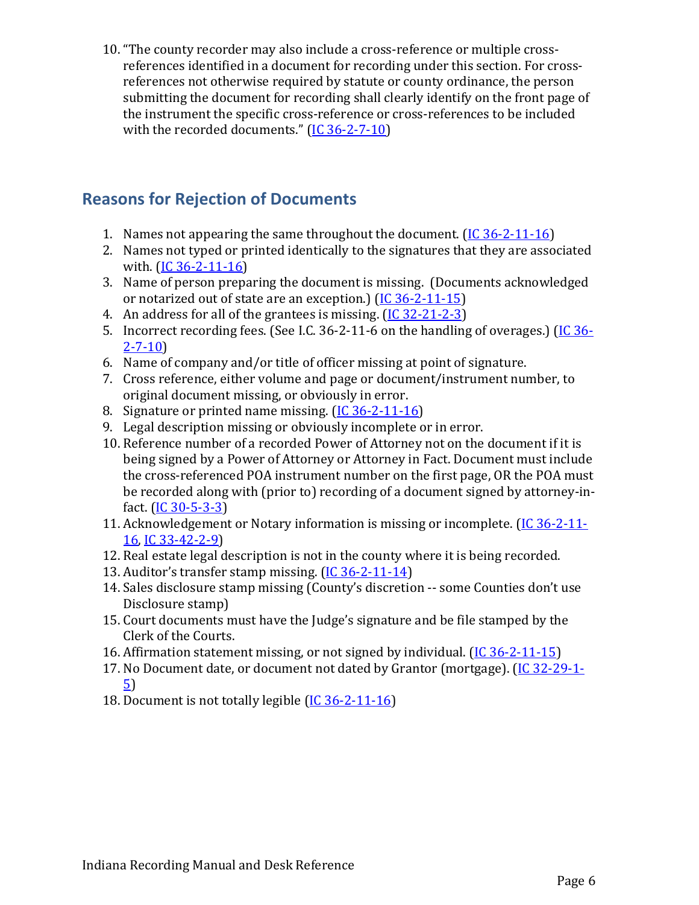10. "The county recorder may also include a cross-reference or multiple cross-references identified in a document for recording under this section. For cross-references not otherwise required by statute or county ordinance, the person submitting the document for recording shall clearly identify on the front page of the instrument the specific cross-reference or cross-references to be included with the recorded documents." (IC 36-2-7-10)

## Reasons for Rejection of Documents

1. Names not appearing the same throughout the document. (IC 36-2-11-16)
2. Names not typed or printed identically to the signatures that they are associated with. (IC 36-2-11-16)
3. Name of person preparing the document is missing. (Documents acknowledged or notarized out of state are an exception.) (IC 36-2-11-15)
4. An address for all of the grantees is missing. (IC 32-21-2-3)
5. Incorrect recording fees. (See I.C. 36-2-11-6 on the handling of overages.) (IC 36-2-7-10)
6. Name of company and/or title of officer missing at point of signature.
7. Cross reference, either volume and page or document/instrument number, to original document missing, or obviously in error.
8. Signature or printed name missing. (IC 36-2-11-16)
9. Legal description missing or obviously incomplete or in error.
10. Reference number of a recorded Power of Attorney not on the document if it is being signed by a Power of Attorney or Attorney in Fact. Document must include the cross-referenced POA instrument number on the first page, OR the POA must be recorded along with (prior to) recording of a document signed by attorney-in-fact. (IC 30-5-3-3)
11. Acknowledgement or Notary information is missing or incomplete. (IC 36-2-11-16, IC 33-42-2-9)
12. Real estate legal description is not in the county where it is being recorded.
13. Auditor's transfer stamp missing. (IC 36-2-11-14)
14. Sales disclosure stamp missing (County's discretion -- some Counties don't use Disclosure stamp)
15. Court documents must have the Judge's signature and be file stamped by the Clerk of the Courts.
16. Affirmation statement missing, or not signed by individual. (IC 36-2-11-15)
17. No Document date, or document not dated by Grantor (mortgage). (IC 32-29-1-5)
18. Document is not totally legible (IC 36-2-11-16)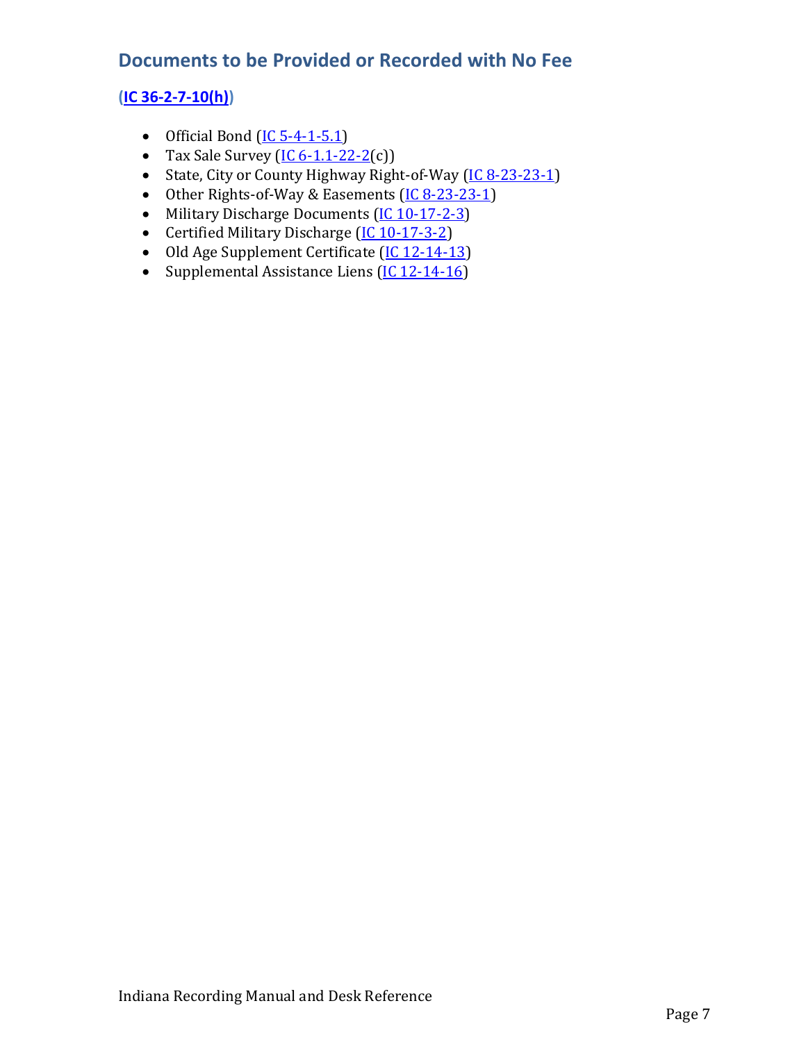## Documents to be Provided or Recorded with No Fee

**(IC 36-2-7-10(h))**

- Official Bond (IC 5-4-1-5.1)
- Tax Sale Survey (IC 6-1.1-22-2(c))
- State, City or County Highway Right-of-Way (IC 8-23-23-1)
- Other Rights-of-Way & Easements (IC 8-23-23-1)
- Military Discharge Documents (IC 10-17-2-3)
- Certified Military Discharge (IC 10-17-3-2)
- Old Age Supplement Certificate (IC 12-14-13)
- Supplemental Assistance Liens (IC 12-14-16)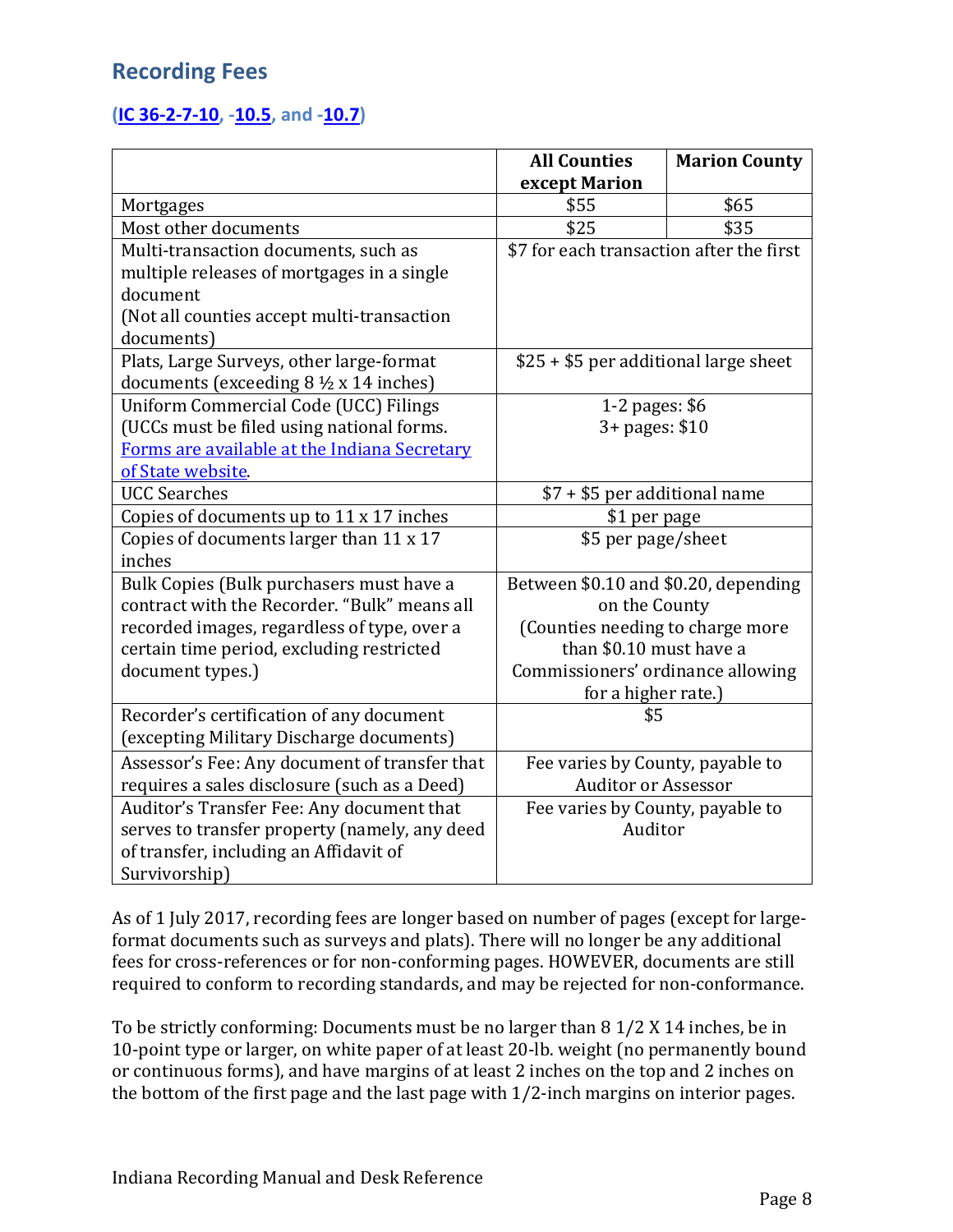## Recording Fees

### ([IC 36-2-7-10](), -[10.5](), and -[10.7]())

| | All Counties except Marion | Marion County |
|---|---|---|
| Mortgages | $55 | $65 |
| Most other documents | $25 | $35 |
| Multi-transaction documents, such as multiple releases of mortgages in a single document (Not all counties accept multi-transaction documents) | $7 for each transaction after the first | |
| Plats, Large Surveys, other large-format documents (exceeding 8 ½ x 14 inches) | $25 + $5 per additional large sheet | |
| Uniform Commercial Code (UCC) Filings (UCCs must be filed using national forms. [Forms are available at the Indiana Secretary of State website]().) | 1-2 pages: $6<br>3+ pages: $10 | |
| UCC Searches | $7 + $5 per additional name | |
| Copies of documents up to 11 x 17 inches | $1 per page | |
| Copies of documents larger than 11 x 17 inches | $5 per page/sheet | |
| Bulk Copies (Bulk purchasers must have a contract with the Recorder. "Bulk" means all recorded images, regardless of type, over a certain time period, excluding restricted document types.) | Between $0.10 and $0.20, depending on the County (Counties needing to charge more than $0.10 must have a Commissioners' ordinance allowing for a higher rate.) | |
| Recorder's certification of any document (excepting Military Discharge documents) | $5 | |
| Assessor's Fee: Any document of transfer that requires a sales disclosure (such as a Deed) | Fee varies by County, payable to Auditor or Assessor | |
| Auditor's Transfer Fee: Any document that serves to transfer property (namely, any deed of transfer, including an Affidavit of Survivorship) | Fee varies by County, payable to Auditor | |

As of 1 July 2017, recording fees are longer based on number of pages (except for large-format documents such as surveys and plats). There will no longer be any additional fees for cross-references or for non-conforming pages. HOWEVER, documents are still required to conform to recording standards, and may be rejected for non-conformance.

To be strictly conforming: Documents must be no larger than 8 1/2 X 14 inches, be in 10-point type or larger, on white paper of at least 20-lb. weight (no permanently bound or continuous forms), and have margins of at least 2 inches on the top and 2 inches on the bottom of the first page and the last page with 1/2-inch margins on interior pages.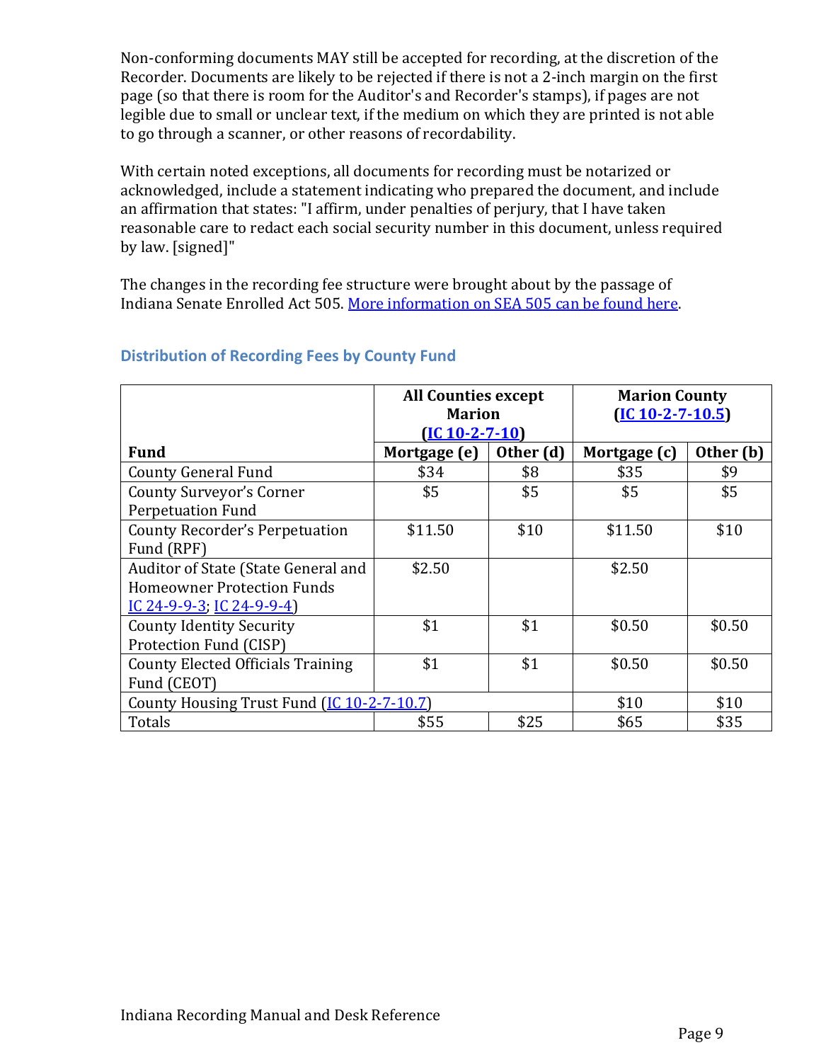Non-conforming documents MAY still be accepted for recording, at the discretion of the Recorder. Documents are likely to be rejected if there is not a 2-inch margin on the first page (so that there is room for the Auditor's and Recorder's stamps), if pages are not legible due to small or unclear text, if the medium on which they are printed is not able to go through a scanner, or other reasons of recordability.

With certain noted exceptions, all documents for recording must be notarized or acknowledged, include a statement indicating who prepared the document, and include an affirmation that states: "I affirm, under penalties of perjury, that I have taken reasonable care to redact each social security number in this document, unless required by law. [signed]"

The changes in the recording fee structure were brought about by the passage of Indiana Senate Enrolled Act 505. More information on SEA 505 can be found here.

### Distribution of Recording Fees by County Fund

| | All Counties except Marion (IC 10-2-7-10) | | Marion County (IC 10-2-7-10.5) | |
|---|---|---|---|---|
| **Fund** | **Mortgage (e)** | **Other (d)** | **Mortgage (c)** | **Other (b)** |
| County General Fund | $34 | $8 | $35 | $9 |
| County Surveyor's Corner Perpetuation Fund | $5 | $5 | $5 | $5 |
| County Recorder's Perpetuation Fund (RPF) | $11.50 | $10 | $11.50 | $10 |
| Auditor of State (State General and Homeowner Protection Funds IC 24-9-9-3; IC 24-9-9-4) | $2.50 | | $2.50 | |
| County Identity Security Protection Fund (CISP) | $1 | $1 | $0.50 | $0.50 |
| County Elected Officials Training Fund (CEOT) | $1 | $1 | $0.50 | $0.50 |
| County Housing Trust Fund (IC 10-2-7-10.7) | | | $10 | $10 |
| Totals | $55 | $25 | $65 | $35 |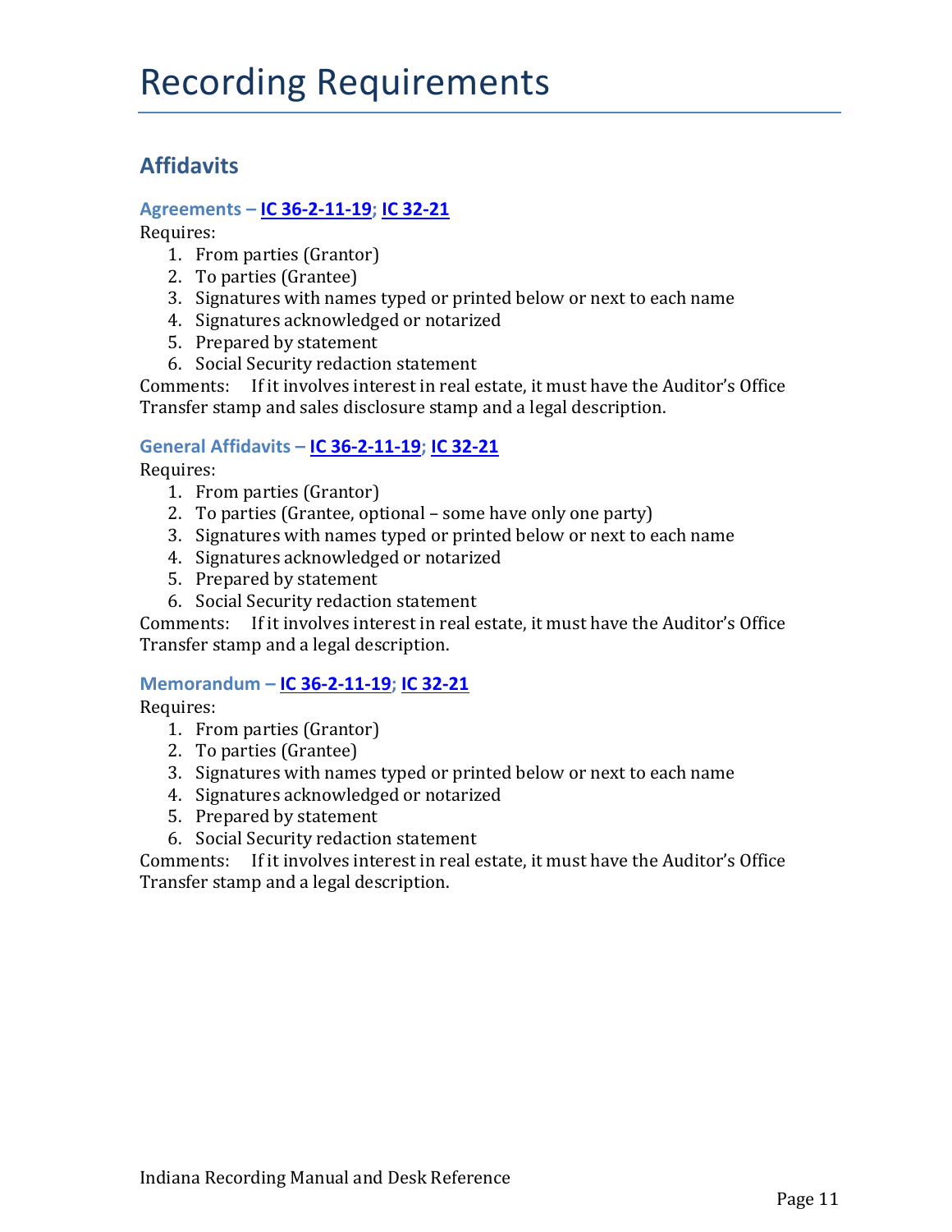# Recording Requirements

## Affidavits

### Agreements – IC 36-2-11-19; IC 32-21

Requires:

1. From parties (Grantor)
2. To parties (Grantee)
3. Signatures with names typed or printed below or next to each name
4. Signatures acknowledged or notarized
5. Prepared by statement
6. Social Security redaction statement

Comments: If it involves interest in real estate, it must have the Auditor's Office Transfer stamp and sales disclosure stamp and a legal description.

### General Affidavits – IC 36-2-11-19; IC 32-21

Requires:

1. From parties (Grantor)
2. To parties (Grantee, optional – some have only one party)
3. Signatures with names typed or printed below or next to each name
4. Signatures acknowledged or notarized
5. Prepared by statement
6. Social Security redaction statement

Comments: If it involves interest in real estate, it must have the Auditor's Office Transfer stamp and a legal description.

### Memorandum – IC 36-2-11-19; IC 32-21

Requires:

1. From parties (Grantor)
2. To parties (Grantee)
3. Signatures with names typed or printed below or next to each name
4. Signatures acknowledged or notarized
5. Prepared by statement
6. Social Security redaction statement

Comments: If it involves interest in real estate, it must have the Auditor's Office Transfer stamp and a legal description.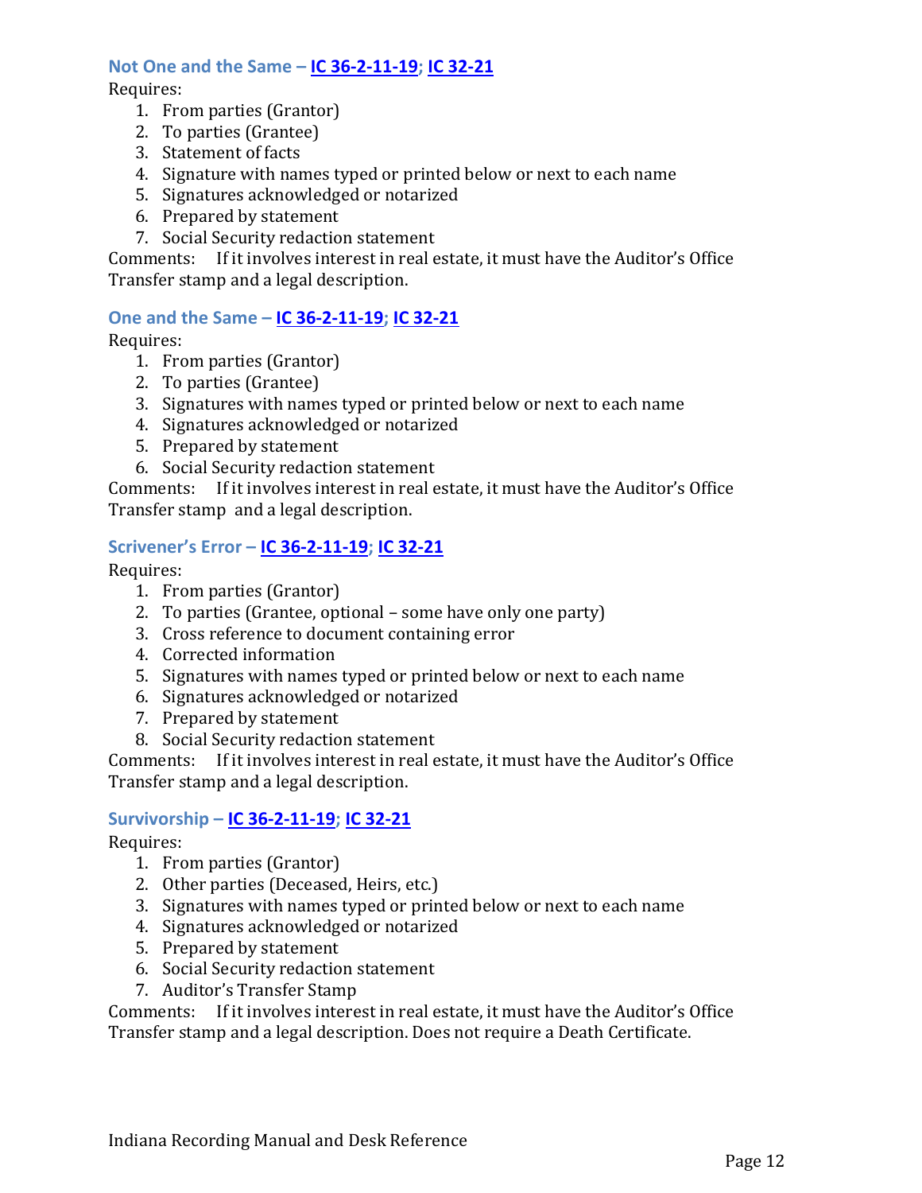### Not One and the Same – IC 36-2-11-19; IC 32-21

Requires:

1. From parties (Grantor)
2. To parties (Grantee)
3. Statement of facts
4. Signature with names typed or printed below or next to each name
5. Signatures acknowledged or notarized
6. Prepared by statement
7. Social Security redaction statement

Comments: If it involves interest in real estate, it must have the Auditor's Office Transfer stamp and a legal description.

### One and the Same – IC 36-2-11-19; IC 32-21

Requires:

1. From parties (Grantor)
2. To parties (Grantee)
3. Signatures with names typed or printed below or next to each name
4. Signatures acknowledged or notarized
5. Prepared by statement
6. Social Security redaction statement

Comments: If it involves interest in real estate, it must have the Auditor's Office Transfer stamp and a legal description.

### Scrivener's Error – IC 36-2-11-19; IC 32-21

Requires:

1. From parties (Grantor)
2. To parties (Grantee, optional – some have only one party)
3. Cross reference to document containing error
4. Corrected information
5. Signatures with names typed or printed below or next to each name
6. Signatures acknowledged or notarized
7. Prepared by statement
8. Social Security redaction statement

Comments: If it involves interest in real estate, it must have the Auditor's Office Transfer stamp and a legal description.

### Survivorship – IC 36-2-11-19; IC 32-21

Requires:

1. From parties (Grantor)
2. Other parties (Deceased, Heirs, etc.)
3. Signatures with names typed or printed below or next to each name
4. Signatures acknowledged or notarized
5. Prepared by statement
6. Social Security redaction statement
7. Auditor's Transfer Stamp

Comments: If it involves interest in real estate, it must have the Auditor's Office Transfer stamp and a legal description. Does not require a Death Certificate.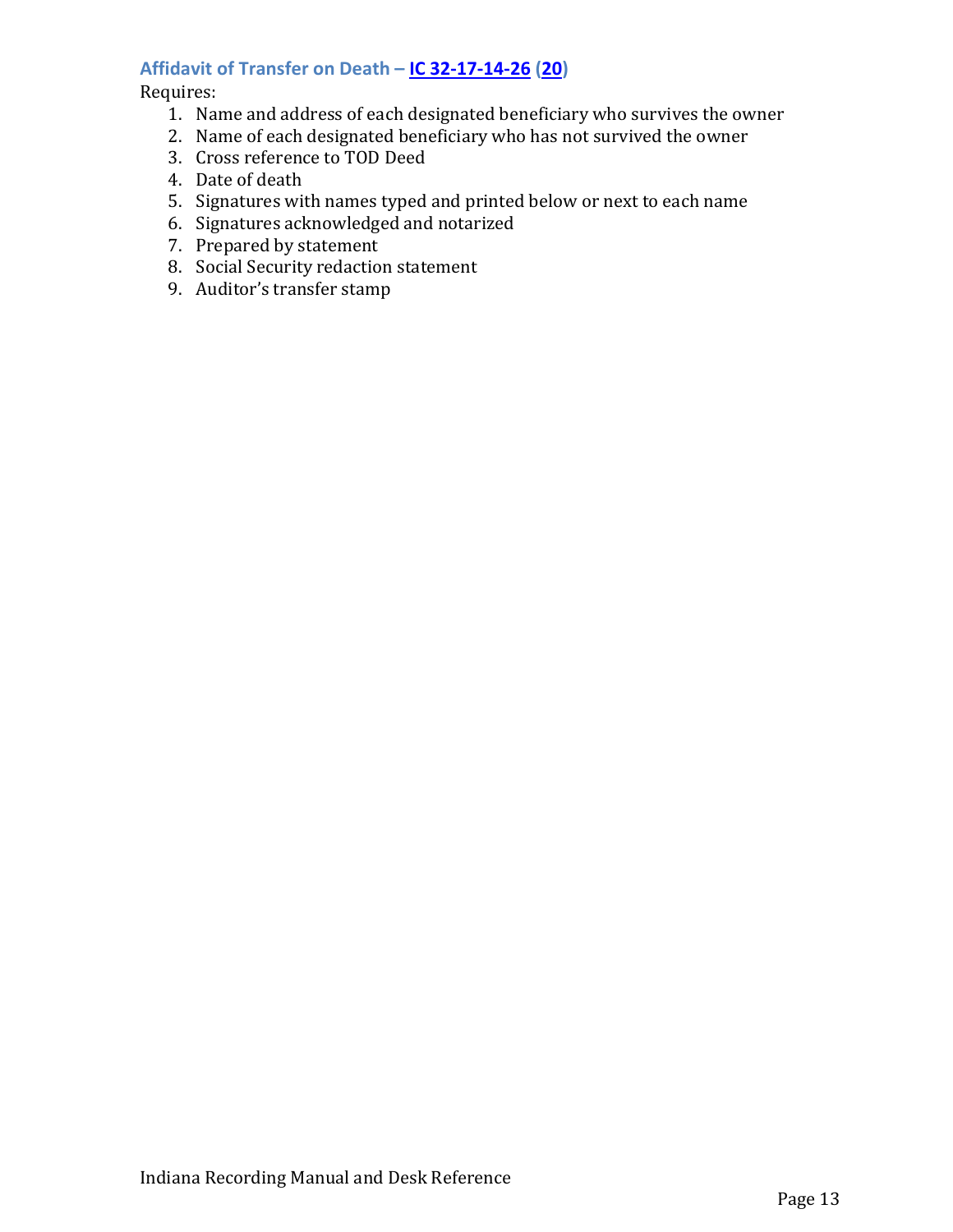### Affidavit of Transfer on Death – IC 32-17-14-26 (20)

Requires:

1. Name and address of each designated beneficiary who survives the owner
2. Name of each designated beneficiary who has not survived the owner
3. Cross reference to TOD Deed
4. Date of death
5. Signatures with names typed and printed below or next to each name
6. Signatures acknowledged and notarized
7. Prepared by statement
8. Social Security redaction statement
9. Auditor's transfer stamp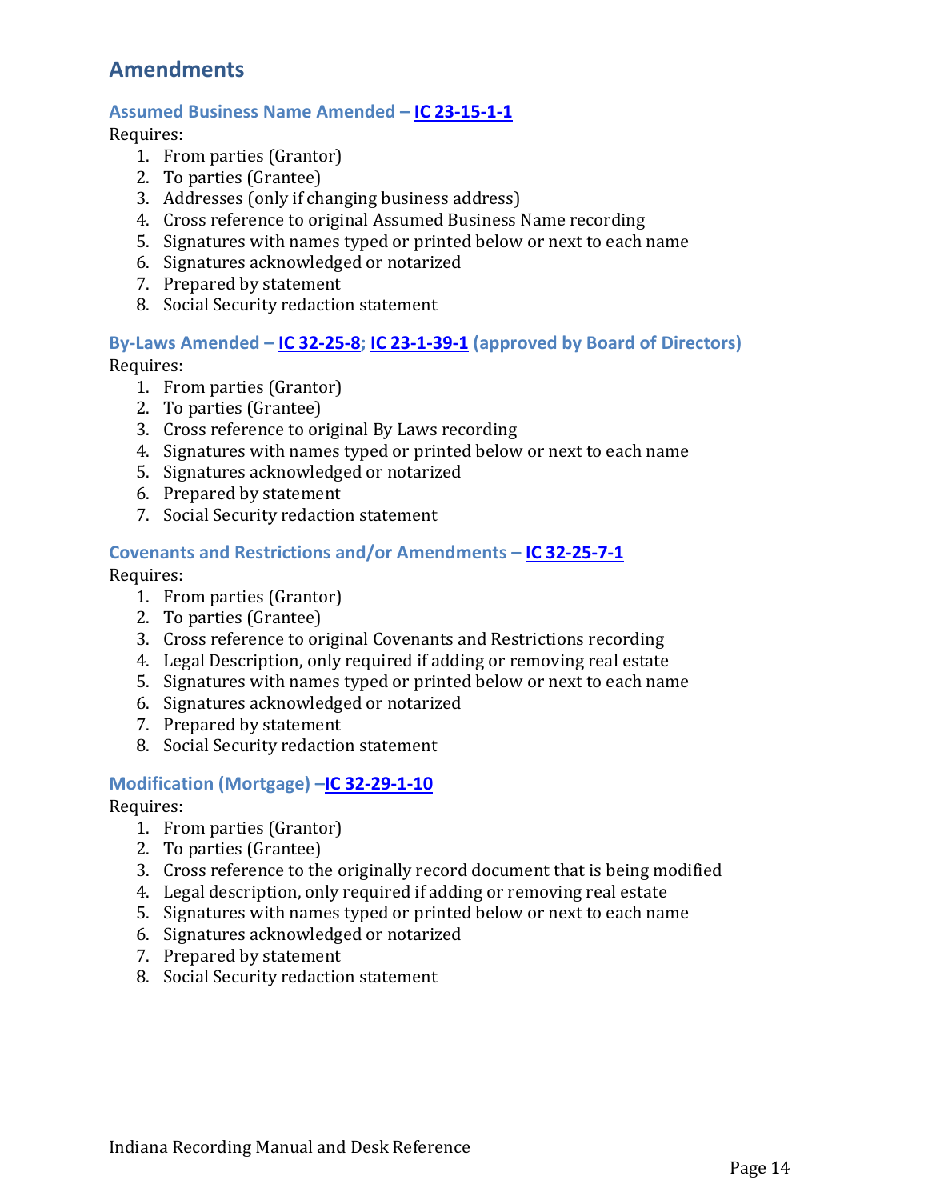## Amendments

### Assumed Business Name Amended – IC 23-15-1-1

Requires:

1. From parties (Grantor)
2. To parties (Grantee)
3. Addresses (only if changing business address)
4. Cross reference to original Assumed Business Name recording
5. Signatures with names typed or printed below or next to each name
6. Signatures acknowledged or notarized
7. Prepared by statement
8. Social Security redaction statement

### By-Laws Amended – IC 32-25-8; IC 23-1-39-1 (approved by Board of Directors)

Requires:

1. From parties (Grantor)
2. To parties (Grantee)
3. Cross reference to original By Laws recording
4. Signatures with names typed or printed below or next to each name
5. Signatures acknowledged or notarized
6. Prepared by statement
7. Social Security redaction statement

### Covenants and Restrictions and/or Amendments – IC 32-25-7-1

Requires:

1. From parties (Grantor)
2. To parties (Grantee)
3. Cross reference to original Covenants and Restrictions recording
4. Legal Description, only required if adding or removing real estate
5. Signatures with names typed or printed below or next to each name
6. Signatures acknowledged or notarized
7. Prepared by statement
8. Social Security redaction statement

### Modification (Mortgage) –IC 32-29-1-10

Requires:

1. From parties (Grantor)
2. To parties (Grantee)
3. Cross reference to the originally record document that is being modified
4. Legal description, only required if adding or removing real estate
5. Signatures with names typed or printed below or next to each name
6. Signatures acknowledged or notarized
7. Prepared by statement
8. Social Security redaction statement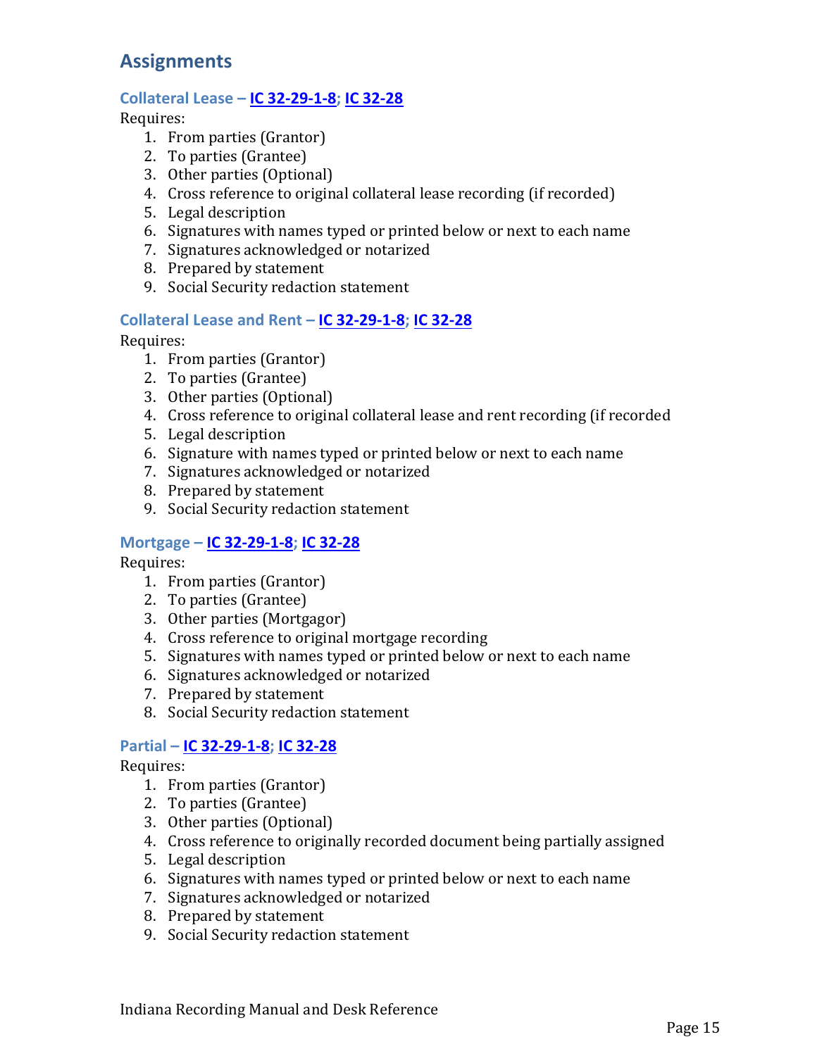## Assignments

### Collateral Lease – IC 32-29-1-8; IC 32-28

Requires:

1. From parties (Grantor)
2. To parties (Grantee)
3. Other parties (Optional)
4. Cross reference to original collateral lease recording (if recorded)
5. Legal description
6. Signatures with names typed or printed below or next to each name
7. Signatures acknowledged or notarized
8. Prepared by statement
9. Social Security redaction statement

### Collateral Lease and Rent – IC 32-29-1-8; IC 32-28

Requires:

1. From parties (Grantor)
2. To parties (Grantee)
3. Other parties (Optional)
4. Cross reference to original collateral lease and rent recording (if recorded
5. Legal description
6. Signature with names typed or printed below or next to each name
7. Signatures acknowledged or notarized
8. Prepared by statement
9. Social Security redaction statement

### Mortgage – IC 32-29-1-8; IC 32-28

Requires:

1. From parties (Grantor)
2. To parties (Grantee)
3. Other parties (Mortgagor)
4. Cross reference to original mortgage recording
5. Signatures with names typed or printed below or next to each name
6. Signatures acknowledged or notarized
7. Prepared by statement
8. Social Security redaction statement

### Partial – IC 32-29-1-8; IC 32-28

Requires:

1. From parties (Grantor)
2. To parties (Grantee)
3. Other parties (Optional)
4. Cross reference to originally recorded document being partially assigned
5. Legal description
6. Signatures with names typed or printed below or next to each name
7. Signatures acknowledged or notarized
8. Prepared by statement
9. Social Security redaction statement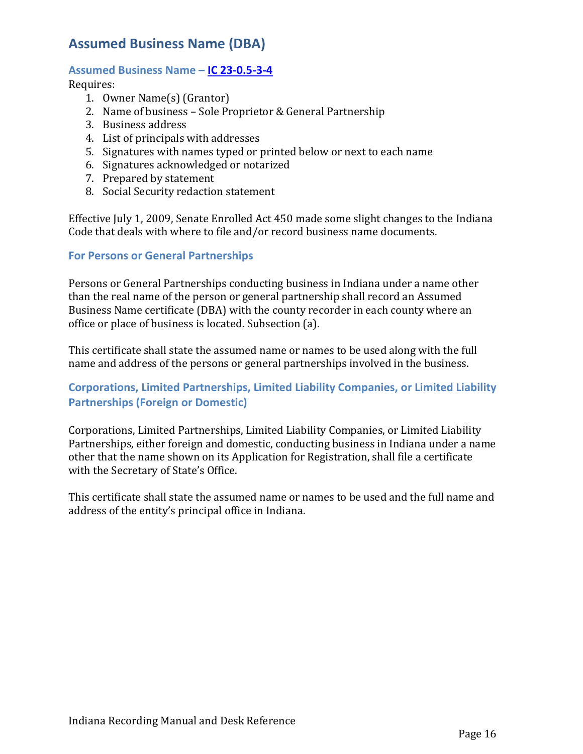## Assumed Business Name (DBA)

### Assumed Business Name – [IC 23-0.5-3-4]

Requires:

1. Owner Name(s) (Grantor)
2. Name of business – Sole Proprietor & General Partnership
3. Business address
4. List of principals with addresses
5. Signatures with names typed or printed below or next to each name
6. Signatures acknowledged or notarized
7. Prepared by statement
8. Social Security redaction statement

Effective July 1, 2009, Senate Enrolled Act 450 made some slight changes to the Indiana Code that deals with where to file and/or record business name documents.

### For Persons or General Partnerships

Persons or General Partnerships conducting business in Indiana under a name other than the real name of the person or general partnership shall record an Assumed Business Name certificate (DBA) with the county recorder in each county where an office or place of business is located. Subsection (a).

This certificate shall state the assumed name or names to be used along with the full name and address of the persons or general partnerships involved in the business.

### Corporations, Limited Partnerships, Limited Liability Companies, or Limited Liability Partnerships (Foreign or Domestic)

Corporations, Limited Partnerships, Limited Liability Companies, or Limited Liability Partnerships, either foreign and domestic, conducting business in Indiana under a name other that the name shown on its Application for Registration, shall file a certificate with the Secretary of State's Office.

This certificate shall state the assumed name or names to be used and the full name and address of the entity's principal office in Indiana.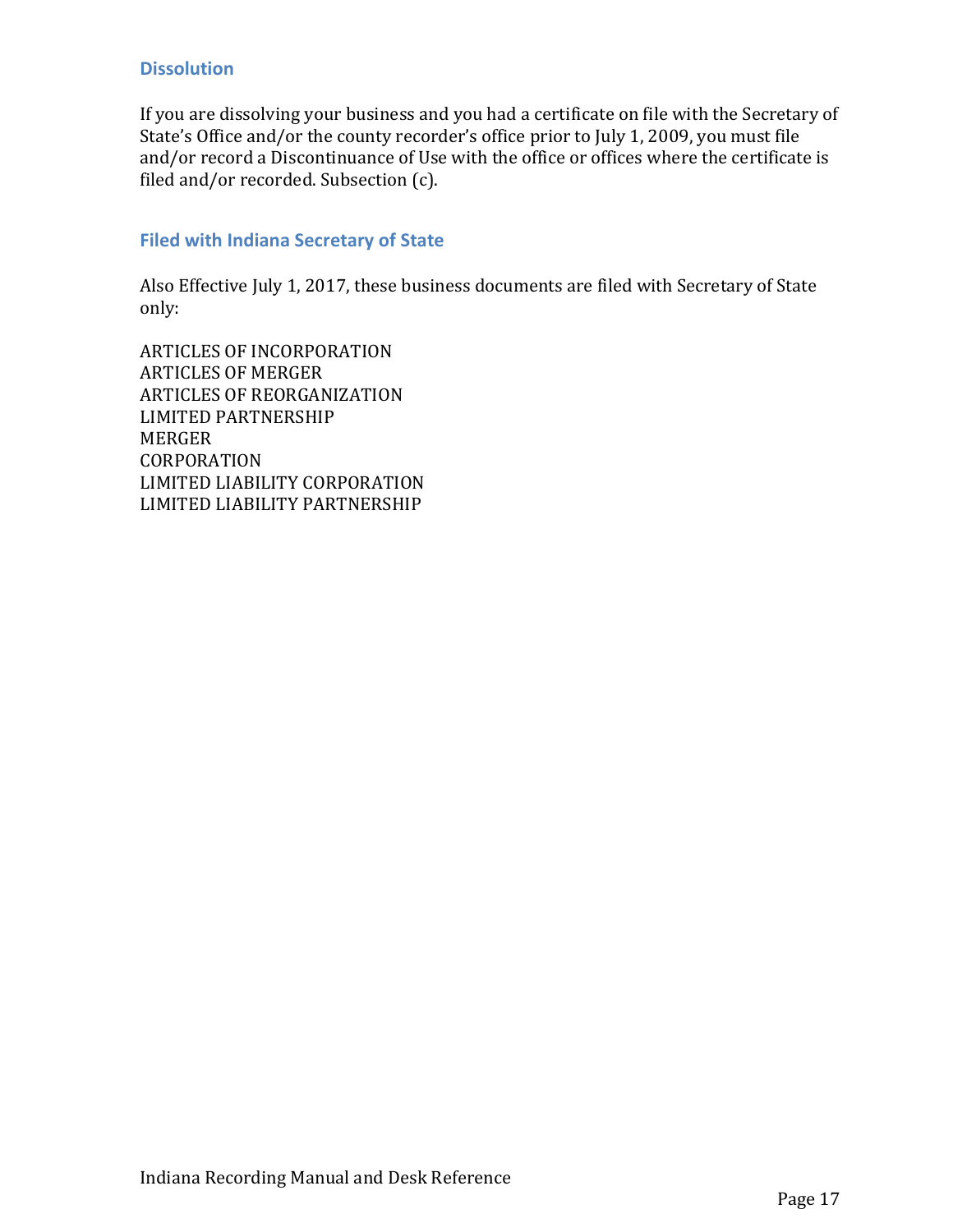### Dissolution

If you are dissolving your business and you had a certificate on file with the Secretary of State's Office and/or the county recorder's office prior to July 1, 2009, you must file and/or record a Discontinuance of Use with the office or offices where the certificate is filed and/or recorded. Subsection (c).

### Filed with Indiana Secretary of State

Also Effective July 1, 2017, these business documents are filed with Secretary of State only:

ARTICLES OF INCORPORATION
ARTICLES OF MERGER
ARTICLES OF REORGANIZATION
LIMITED PARTNERSHIP
MERGER
CORPORATION
LIMITED LIABILITY CORPORATION
LIMITED LIABILITY PARTNERSHIP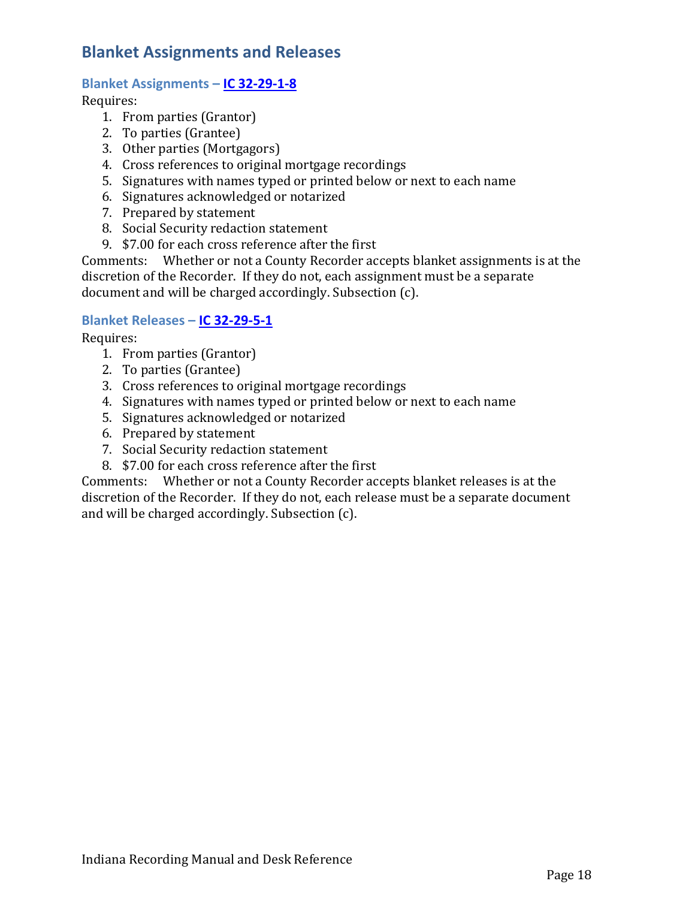## Blanket Assignments and Releases

### Blanket Assignments – [IC 32-29-1-8]

Requires:

1. From parties (Grantor)
2. To parties (Grantee)
3. Other parties (Mortgagors)
4. Cross references to original mortgage recordings
5. Signatures with names typed or printed below or next to each name
6. Signatures acknowledged or notarized
7. Prepared by statement
8. Social Security redaction statement
9. $7.00 for each cross reference after the first

Comments: Whether or not a County Recorder accepts blanket assignments is at the discretion of the Recorder. If they do not, each assignment must be a separate document and will be charged accordingly. Subsection (c).

### Blanket Releases – [IC 32-29-5-1]

Requires:

1. From parties (Grantor)
2. To parties (Grantee)
3. Cross references to original mortgage recordings
4. Signatures with names typed or printed below or next to each name
5. Signatures acknowledged or notarized
6. Prepared by statement
7. Social Security redaction statement
8. $7.00 for each cross reference after the first

Comments: Whether or not a County Recorder accepts blanket releases is at the discretion of the Recorder. If they do not, each release must be a separate document and will be charged accordingly. Subsection (c).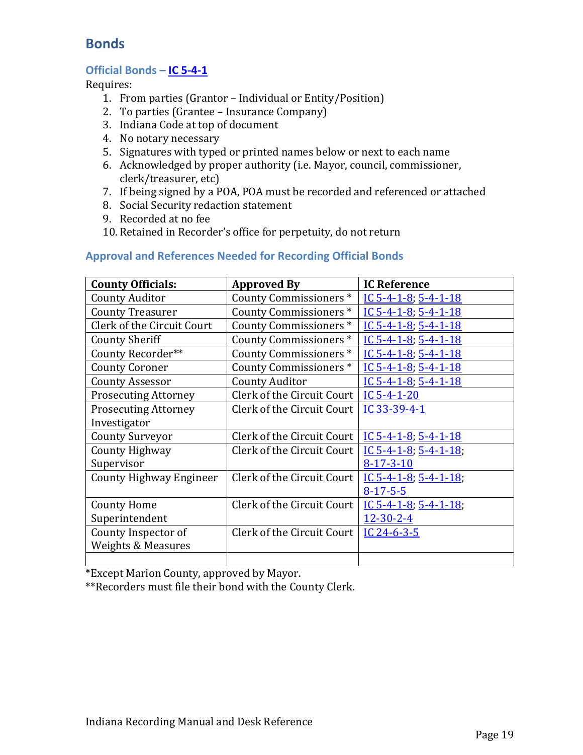## Bonds

### Official Bonds – IC 5-4-1

Requires:

1. From parties (Grantor – Individual or Entity/Position)
2. To parties (Grantee – Insurance Company)
3. Indiana Code at top of document
4. No notary necessary
5. Signatures with typed or printed names below or next to each name
6. Acknowledged by proper authority (i.e. Mayor, council, commissioner, clerk/treasurer, etc)
7. If being signed by a POA, POA must be recorded and referenced or attached
8. Social Security redaction statement
9. Recorded at no fee
10. Retained in Recorder's office for perpetuity, do not return

### Approval and References Needed for Recording Official Bonds

| County Officials: | Approved By | IC Reference |
|---|---|---|
| County Auditor | County Commissioners * | IC 5-4-1-8; 5-4-1-18 |
| County Treasurer | County Commissioners * | IC 5-4-1-8; 5-4-1-18 |
| Clerk of the Circuit Court | County Commissioners * | IC 5-4-1-8; 5-4-1-18 |
| County Sheriff | County Commissioners * | IC 5-4-1-8; 5-4-1-18 |
| County Recorder** | County Commissioners * | IC 5-4-1-8; 5-4-1-18 |
| County Coroner | County Commissioners * | IC 5-4-1-8; 5-4-1-18 |
| County Assessor | County Auditor | IC 5-4-1-8; 5-4-1-18 |
| Prosecuting Attorney | Clerk of the Circuit Court | IC 5-4-1-20 |
| Prosecuting Attorney Investigator | Clerk of the Circuit Court | IC 33-39-4-1 |
| County Surveyor | Clerk of the Circuit Court | IC 5-4-1-8; 5-4-1-18 |
| County Highway Supervisor | Clerk of the Circuit Court | IC 5-4-1-8; 5-4-1-18; 8-17-3-10 |
| County Highway Engineer | Clerk of the Circuit Court | IC 5-4-1-8; 5-4-1-18; 8-17-5-5 |
| County Home Superintendent | Clerk of the Circuit Court | IC 5-4-1-8; 5-4-1-18; 12-30-2-4 |
| County Inspector of Weights & Measures | Clerk of the Circuit Court | IC 24-6-3-5 |
| | | |

*Except Marion County, approved by Mayor.

**Recorders must file their bond with the County Clerk.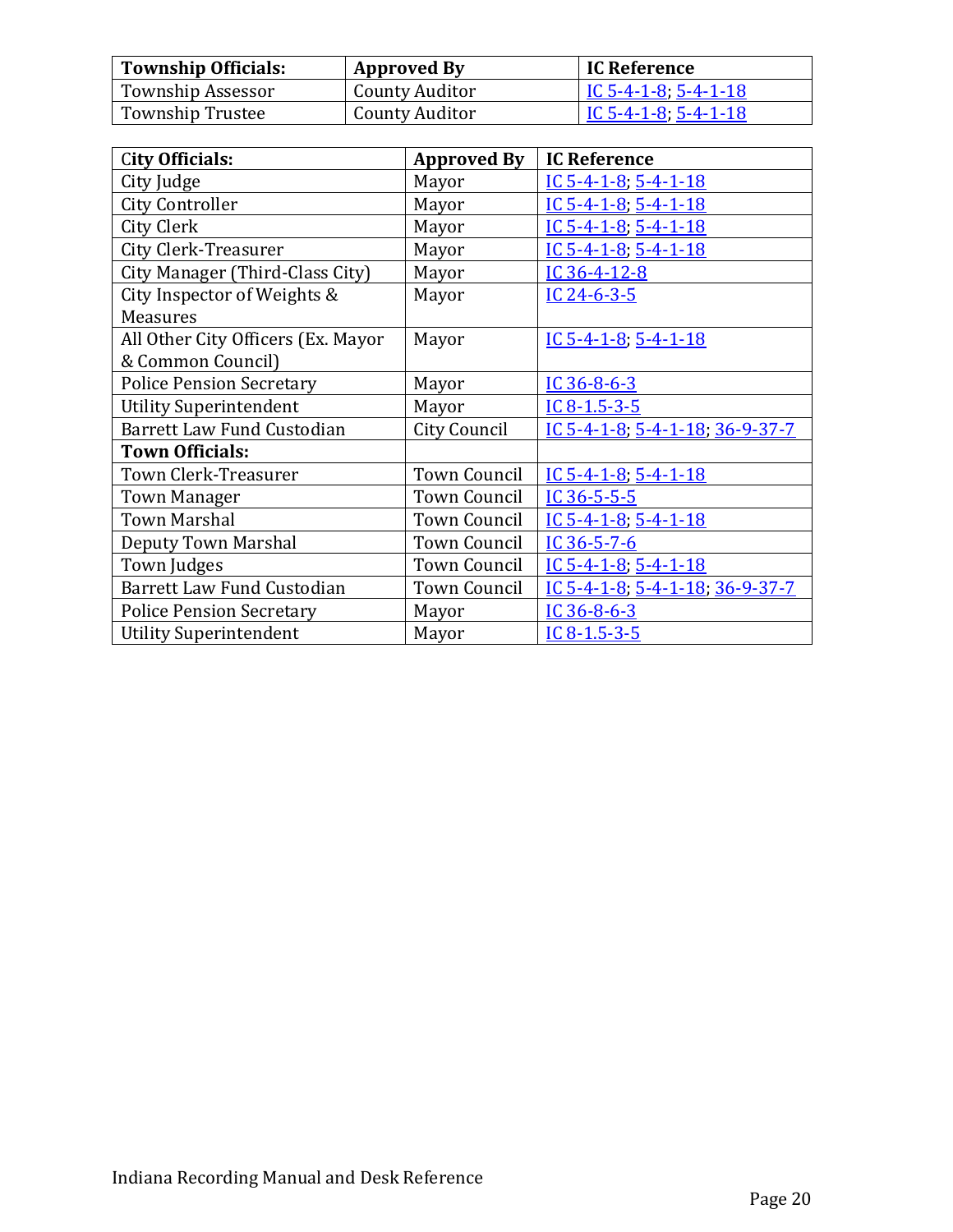| **Township Officials:** | **Approved By** | **IC Reference** |
|---|---|---|
| Township Assessor | County Auditor | IC 5-4-1-8; 5-4-1-18 |
| Township Trustee | County Auditor | IC 5-4-1-8; 5-4-1-18 |

| **City Officials:** | **Approved By** | **IC Reference** |
|---|---|---|
| City Judge | Mayor | IC 5-4-1-8; 5-4-1-18 |
| City Controller | Mayor | IC 5-4-1-8; 5-4-1-18 |
| City Clerk | Mayor | IC 5-4-1-8; 5-4-1-18 |
| City Clerk-Treasurer | Mayor | IC 5-4-1-8; 5-4-1-18 |
| City Manager (Third-Class City) | Mayor | IC 36-4-12-8 |
| City Inspector of Weights & Measures | Mayor | IC 24-6-3-5 |
| All Other City Officers (Ex. Mayor & Common Council) | Mayor | IC 5-4-1-8; 5-4-1-18 |
| Police Pension Secretary | Mayor | IC 36-8-6-3 |
| Utility Superintendent | Mayor | IC 8-1.5-3-5 |
| Barrett Law Fund Custodian | City Council | IC 5-4-1-8; 5-4-1-18; 36-9-37-7 |
| **Town Officials:** | | |
| Town Clerk-Treasurer | Town Council | IC 5-4-1-8; 5-4-1-18 |
| Town Manager | Town Council | IC 36-5-5-5 |
| Town Marshal | Town Council | IC 5-4-1-8; 5-4-1-18 |
| Deputy Town Marshal | Town Council | IC 36-5-7-6 |
| Town Judges | Town Council | IC 5-4-1-8; 5-4-1-18 |
| Barrett Law Fund Custodian | Town Council | IC 5-4-1-8; 5-4-1-18; 36-9-37-7 |
| Police Pension Secretary | Mayor | IC 36-8-6-3 |
| Utility Superintendent | Mayor | IC 8-1.5-3-5 |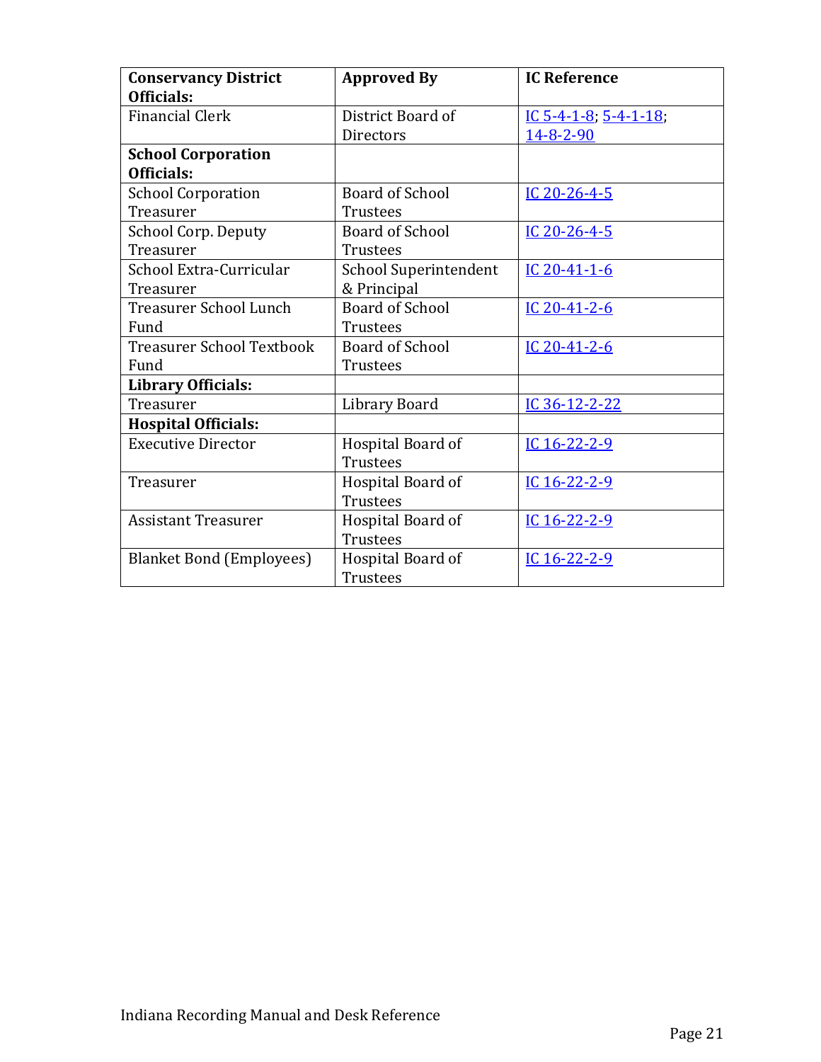| Conservancy District Officials: | Approved By | IC Reference |
|---|---|---|
| Financial Clerk | District Board of Directors | IC 5-4-1-8; 5-4-1-18; 14-8-2-90 |
| **School Corporation Officials:** | | |
| School Corporation Treasurer | Board of School Trustees | IC 20-26-4-5 |
| School Corp. Deputy Treasurer | Board of School Trustees | IC 20-26-4-5 |
| School Extra-Curricular Treasurer | School Superintendent & Principal | IC 20-41-1-6 |
| Treasurer School Lunch Fund | Board of School Trustees | IC 20-41-2-6 |
| Treasurer School Textbook Fund | Board of School Trustees | IC 20-41-2-6 |
| **Library Officials:** | | |
| Treasurer | Library Board | IC 36-12-2-22 |
| **Hospital Officials:** | | |
| Executive Director | Hospital Board of Trustees | IC 16-22-2-9 |
| Treasurer | Hospital Board of Trustees | IC 16-22-2-9 |
| Assistant Treasurer | Hospital Board of Trustees | IC 16-22-2-9 |
| Blanket Bond (Employees) | Hospital Board of Trustees | IC 16-22-2-9 |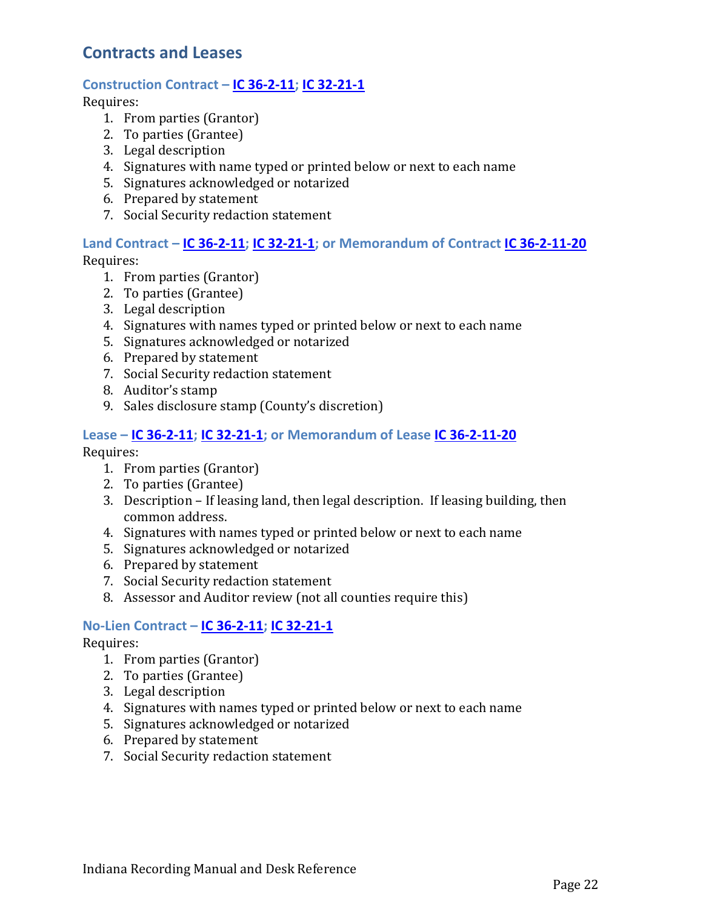## Contracts and Leases

### Construction Contract – IC 36-2-11; IC 32-21-1

Requires:

1. From parties (Grantor)
2. To parties (Grantee)
3. Legal description
4. Signatures with name typed or printed below or next to each name
5. Signatures acknowledged or notarized
6. Prepared by statement
7. Social Security redaction statement

### Land Contract – IC 36-2-11; IC 32-21-1; or Memorandum of Contract IC 36-2-11-20

Requires:

1. From parties (Grantor)
2. To parties (Grantee)
3. Legal description
4. Signatures with names typed or printed below or next to each name
5. Signatures acknowledged or notarized
6. Prepared by statement
7. Social Security redaction statement
8. Auditor's stamp
9. Sales disclosure stamp (County's discretion)

### Lease – IC 36-2-11; IC 32-21-1; or Memorandum of Lease IC 36-2-11-20

Requires:

1. From parties (Grantor)
2. To parties (Grantee)
3. Description – If leasing land, then legal description. If leasing building, then common address.
4. Signatures with names typed or printed below or next to each name
5. Signatures acknowledged or notarized
6. Prepared by statement
7. Social Security redaction statement
8. Assessor and Auditor review (not all counties require this)

### No-Lien Contract – IC 36-2-11; IC 32-21-1

Requires:

1. From parties (Grantor)
2. To parties (Grantee)
3. Legal description
4. Signatures with names typed or printed below or next to each name
5. Signatures acknowledged or notarized
6. Prepared by statement
7. Social Security redaction statement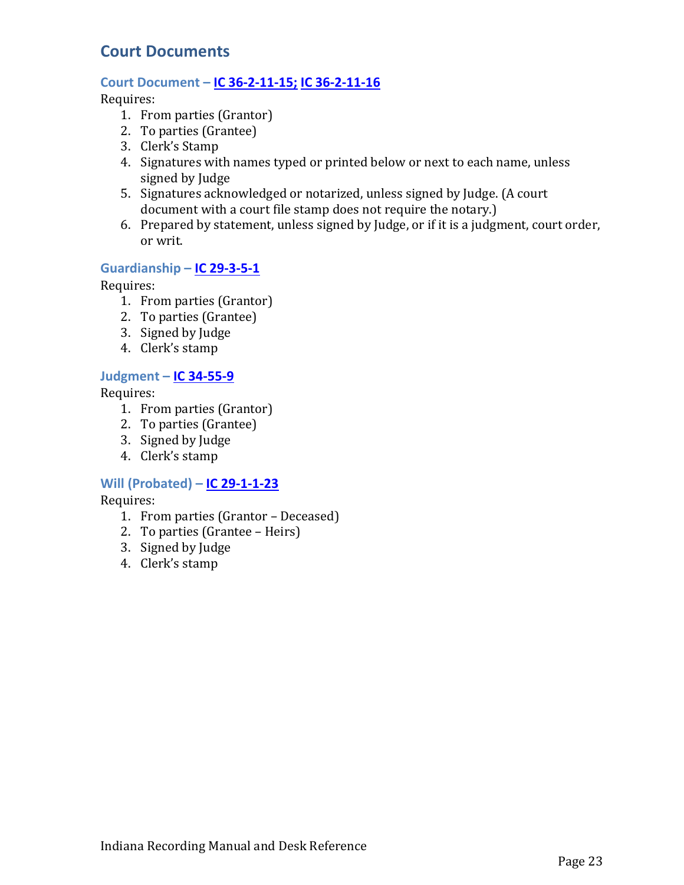## Court Documents

### Court Document – IC 36-2-11-15; IC 36-2-11-16

Requires:

1. From parties (Grantor)
2. To parties (Grantee)
3. Clerk's Stamp
4. Signatures with names typed or printed below or next to each name, unless signed by Judge
5. Signatures acknowledged or notarized, unless signed by Judge. (A court document with a court file stamp does not require the notary.)
6. Prepared by statement, unless signed by Judge, or if it is a judgment, court order, or writ.

### Guardianship – IC 29-3-5-1

Requires:

1. From parties (Grantor)
2. To parties (Grantee)
3. Signed by Judge
4. Clerk's stamp

### Judgment – IC 34-55-9

Requires:

1. From parties (Grantor)
2. To parties (Grantee)
3. Signed by Judge
4. Clerk's stamp

### Will (Probated) – IC 29-1-1-23

Requires:

1. From parties (Grantor – Deceased)
2. To parties (Grantee – Heirs)
3. Signed by Judge
4. Clerk's stamp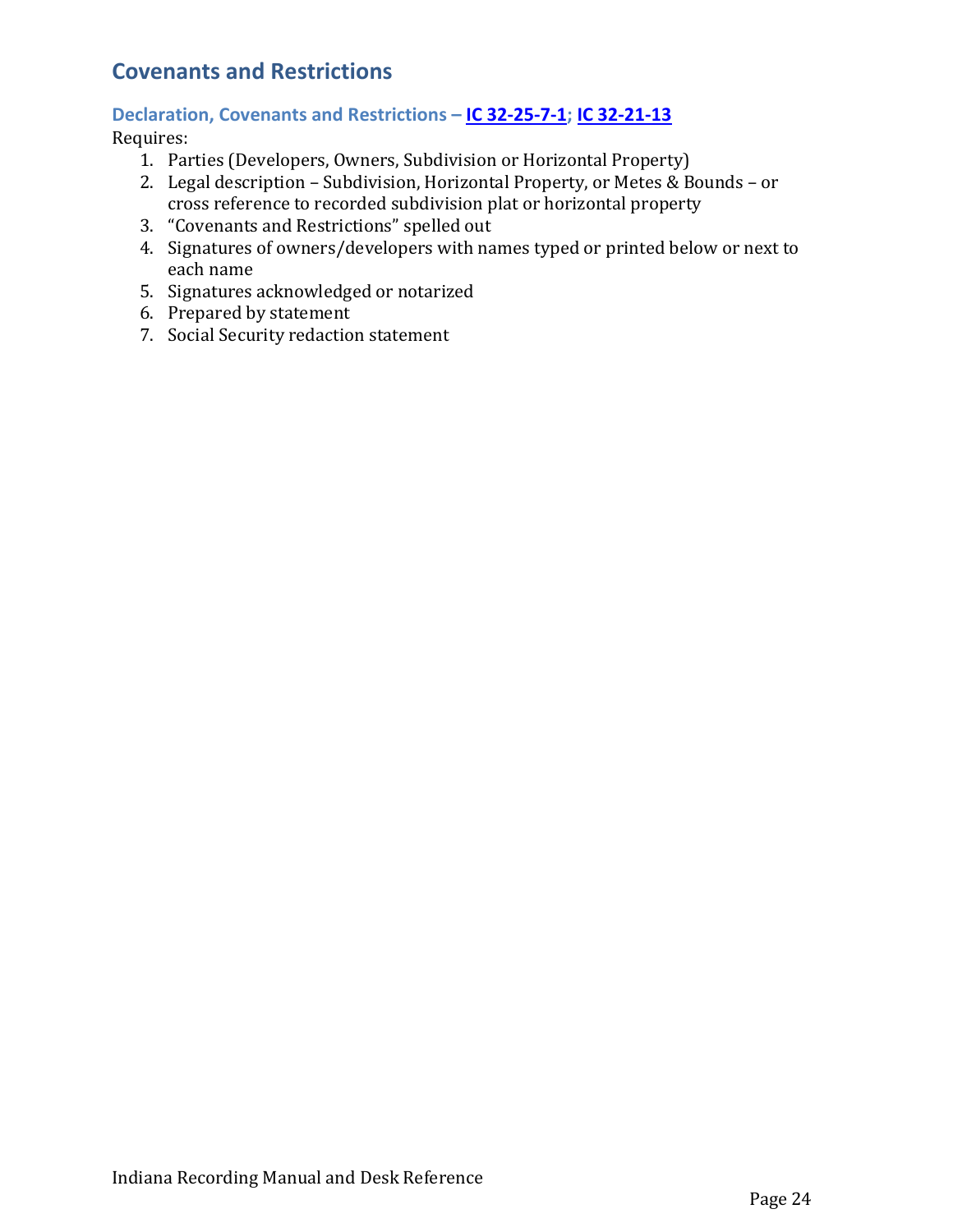## Covenants and Restrictions

### Declaration, Covenants and Restrictions – IC 32-25-7-1; IC 32-21-13

Requires:

1. Parties (Developers, Owners, Subdivision or Horizontal Property)
2. Legal description – Subdivision, Horizontal Property, or Metes & Bounds – or cross reference to recorded subdivision plat or horizontal property
3. "Covenants and Restrictions" spelled out
4. Signatures of owners/developers with names typed or printed below or next to each name
5. Signatures acknowledged or notarized
6. Prepared by statement
7. Social Security redaction statement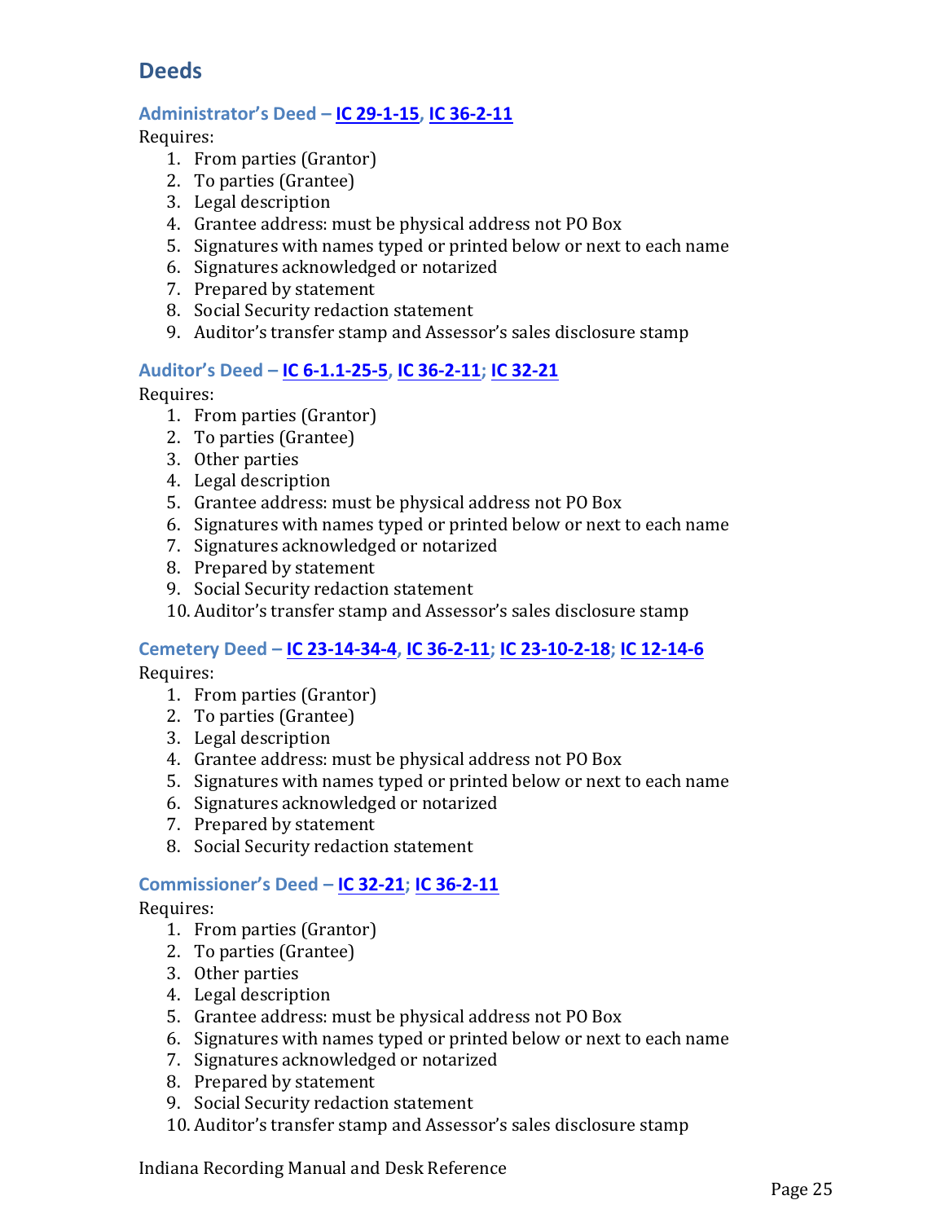## Deeds

### Administrator's Deed – [IC 29-1-15](), [IC 36-2-11]()

Requires:

1. From parties (Grantor)
2. To parties (Grantee)
3. Legal description
4. Grantee address: must be physical address not PO Box
5. Signatures with names typed or printed below or next to each name
6. Signatures acknowledged or notarized
7. Prepared by statement
8. Social Security redaction statement
9. Auditor's transfer stamp and Assessor's sales disclosure stamp

### Auditor's Deed – [IC 6-1.1-25-5](), [IC 36-2-11](); [IC 32-21]()

Requires:

1. From parties (Grantor)
2. To parties (Grantee)
3. Other parties
4. Legal description
5. Grantee address: must be physical address not PO Box
6. Signatures with names typed or printed below or next to each name
7. Signatures acknowledged or notarized
8. Prepared by statement
9. Social Security redaction statement
10. Auditor's transfer stamp and Assessor's sales disclosure stamp

### Cemetery Deed – [IC 23-14-34-4](), [IC 36-2-11](); [IC 23-10-2-18](); [IC 12-14-6]()

Requires:

1. From parties (Grantor)
2. To parties (Grantee)
3. Legal description
4. Grantee address: must be physical address not PO Box
5. Signatures with names typed or printed below or next to each name
6. Signatures acknowledged or notarized
7. Prepared by statement
8. Social Security redaction statement

### Commissioner's Deed – [IC 32-21](); [IC 36-2-11]()

Requires:

1. From parties (Grantor)
2. To parties (Grantee)
3. Other parties
4. Legal description
5. Grantee address: must be physical address not PO Box
6. Signatures with names typed or printed below or next to each name
7. Signatures acknowledged or notarized
8. Prepared by statement
9. Social Security redaction statement
10. Auditor's transfer stamp and Assessor's sales disclosure stamp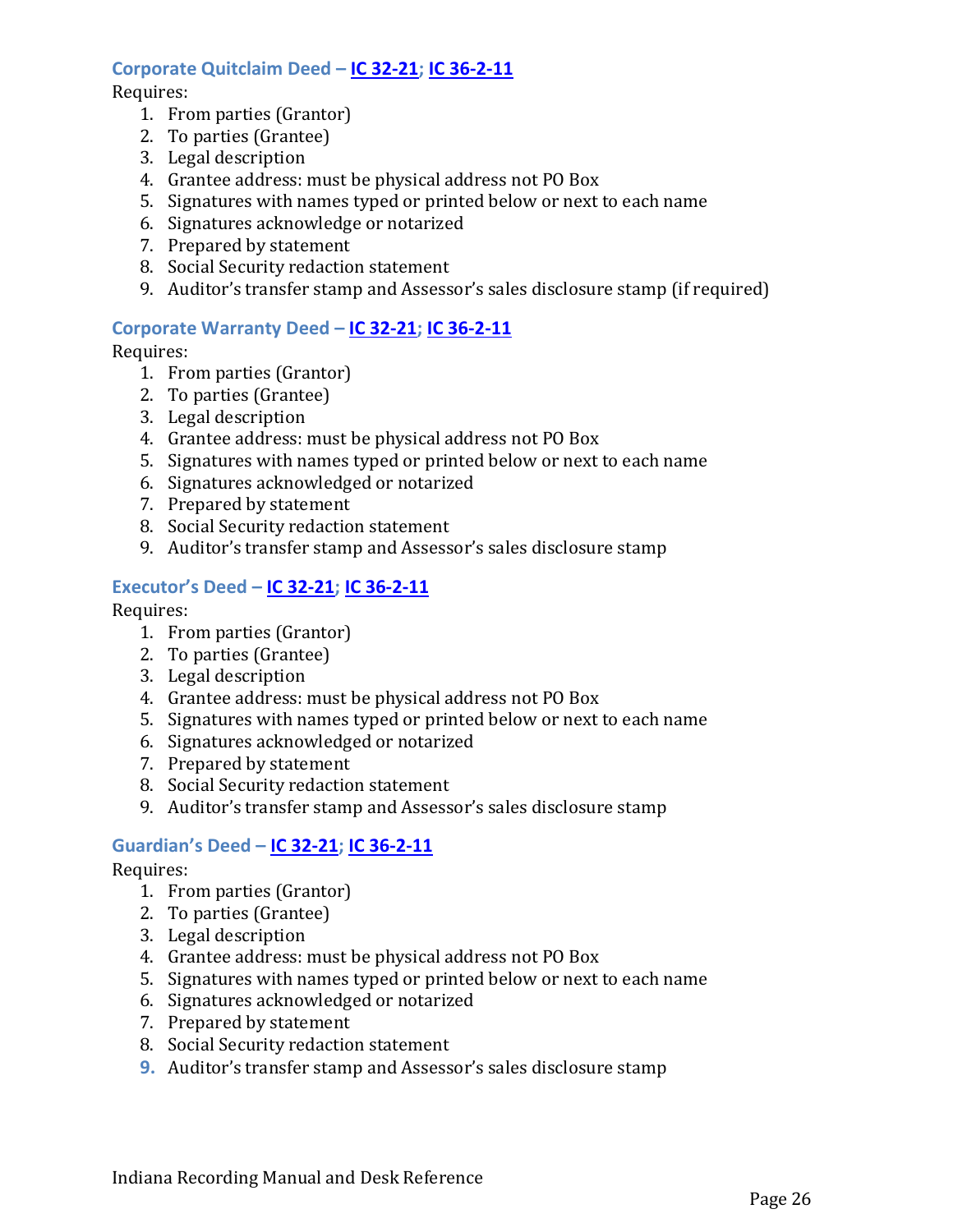### Corporate Quitclaim Deed – IC 32-21; IC 36-2-11

Requires:

1. From parties (Grantor)
2. To parties (Grantee)
3. Legal description
4. Grantee address: must be physical address not PO Box
5. Signatures with names typed or printed below or next to each name
6. Signatures acknowledge or notarized
7. Prepared by statement
8. Social Security redaction statement
9. Auditor's transfer stamp and Assessor's sales disclosure stamp (if required)

### Corporate Warranty Deed – IC 32-21; IC 36-2-11

Requires:

1. From parties (Grantor)
2. To parties (Grantee)
3. Legal description
4. Grantee address: must be physical address not PO Box
5. Signatures with names typed or printed below or next to each name
6. Signatures acknowledged or notarized
7. Prepared by statement
8. Social Security redaction statement
9. Auditor's transfer stamp and Assessor's sales disclosure stamp

### Executor's Deed – IC 32-21; IC 36-2-11

Requires:

1. From parties (Grantor)
2. To parties (Grantee)
3. Legal description
4. Grantee address: must be physical address not PO Box
5. Signatures with names typed or printed below or next to each name
6. Signatures acknowledged or notarized
7. Prepared by statement
8. Social Security redaction statement
9. Auditor's transfer stamp and Assessor's sales disclosure stamp

### Guardian's Deed – IC 32-21; IC 36-2-11

Requires:

1. From parties (Grantor)
2. To parties (Grantee)
3. Legal description
4. Grantee address: must be physical address not PO Box
5. Signatures with names typed or printed below or next to each name
6. Signatures acknowledged or notarized
7. Prepared by statement
8. Social Security redaction statement
9. Auditor's transfer stamp and Assessor's sales disclosure stamp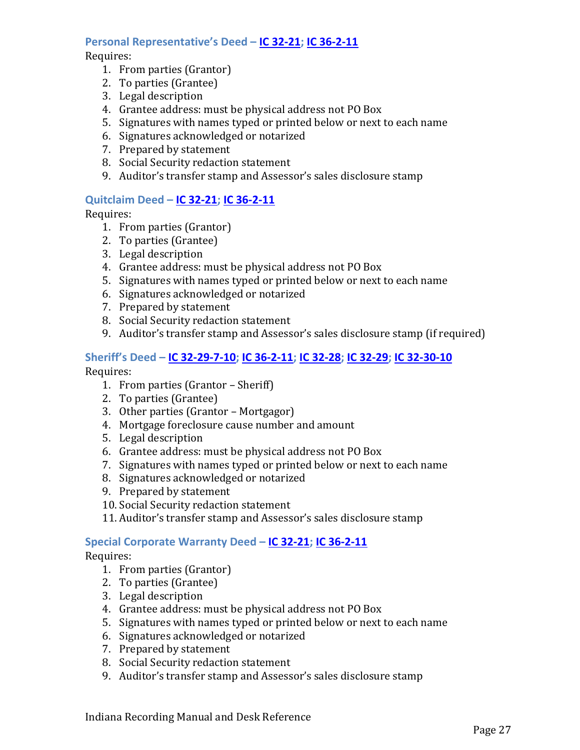### Personal Representative's Deed – IC 32-21; IC 36-2-11

Requires:

1. From parties (Grantor)
2. To parties (Grantee)
3. Legal description
4. Grantee address: must be physical address not PO Box
5. Signatures with names typed or printed below or next to each name
6. Signatures acknowledged or notarized
7. Prepared by statement
8. Social Security redaction statement
9. Auditor's transfer stamp and Assessor's sales disclosure stamp

### Quitclaim Deed – IC 32-21; IC 36-2-11

Requires:

1. From parties (Grantor)
2. To parties (Grantee)
3. Legal description
4. Grantee address: must be physical address not PO Box
5. Signatures with names typed or printed below or next to each name
6. Signatures acknowledged or notarized
7. Prepared by statement
8. Social Security redaction statement
9. Auditor's transfer stamp and Assessor's sales disclosure stamp (if required)

### Sheriff's Deed – IC 32-29-7-10; IC 36-2-11; IC 32-28; IC 32-29; IC 32-30-10

Requires:

1. From parties (Grantor – Sheriff)
2. To parties (Grantee)
3. Other parties (Grantor – Mortgagor)
4. Mortgage foreclosure cause number and amount
5. Legal description
6. Grantee address: must be physical address not PO Box
7. Signatures with names typed or printed below or next to each name
8. Signatures acknowledged or notarized
9. Prepared by statement
10. Social Security redaction statement
11. Auditor's transfer stamp and Assessor's sales disclosure stamp

### Special Corporate Warranty Deed – IC 32-21; IC 36-2-11

Requires:

1. From parties (Grantor)
2. To parties (Grantee)
3. Legal description
4. Grantee address: must be physical address not PO Box
5. Signatures with names typed or printed below or next to each name
6. Signatures acknowledged or notarized
7. Prepared by statement
8. Social Security redaction statement
9. Auditor's transfer stamp and Assessor's sales disclosure stamp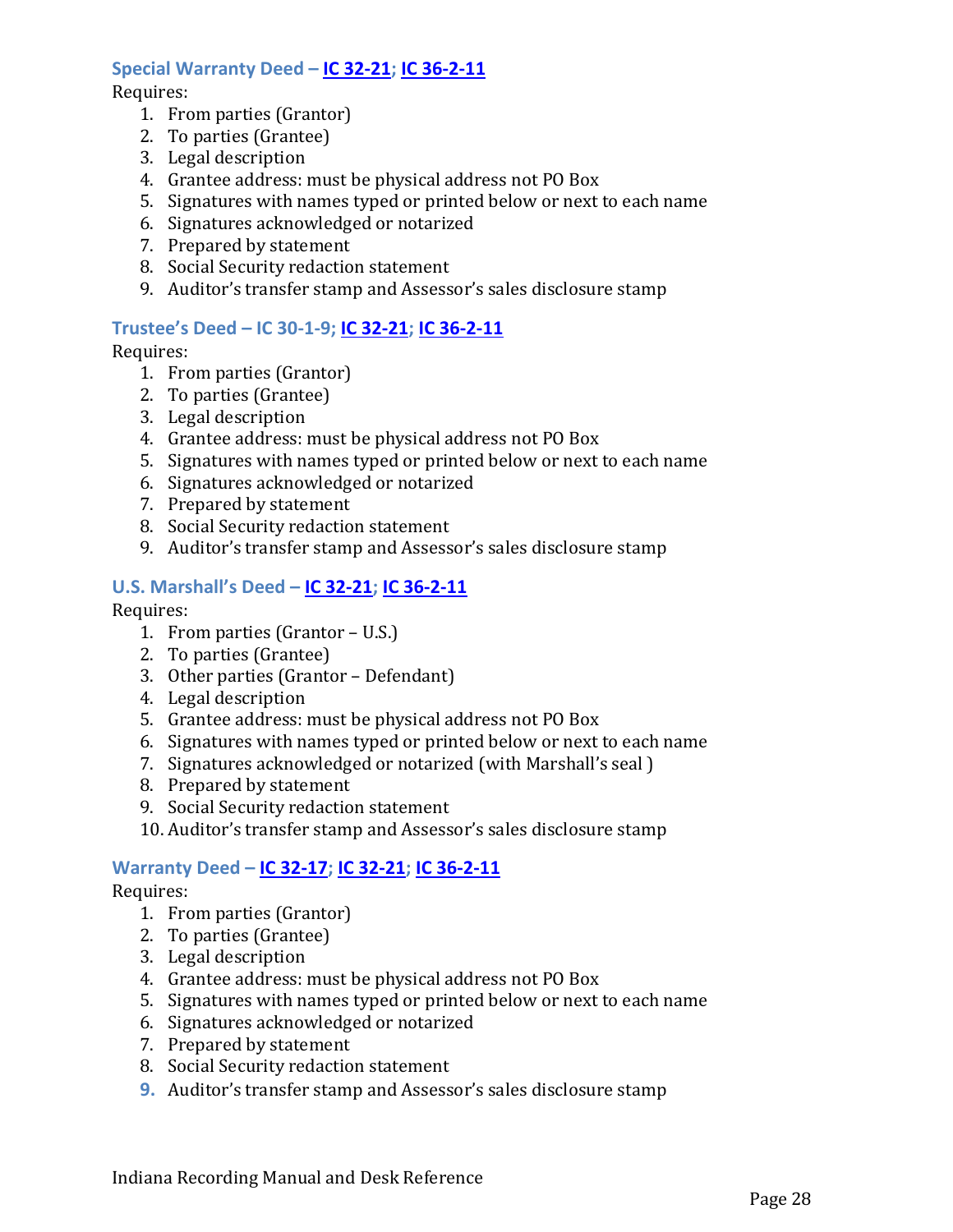### Special Warranty Deed – IC 32-21; IC 36-2-11

Requires:

1. From parties (Grantor)
2. To parties (Grantee)
3. Legal description
4. Grantee address: must be physical address not PO Box
5. Signatures with names typed or printed below or next to each name
6. Signatures acknowledged or notarized
7. Prepared by statement
8. Social Security redaction statement
9. Auditor's transfer stamp and Assessor's sales disclosure stamp

### Trustee's Deed – IC 30-1-9; IC 32-21; IC 36-2-11

Requires:

1. From parties (Grantor)
2. To parties (Grantee)
3. Legal description
4. Grantee address: must be physical address not PO Box
5. Signatures with names typed or printed below or next to each name
6. Signatures acknowledged or notarized
7. Prepared by statement
8. Social Security redaction statement
9. Auditor's transfer stamp and Assessor's sales disclosure stamp

### U.S. Marshall's Deed – IC 32-21; IC 36-2-11

Requires:

1. From parties (Grantor – U.S.)
2. To parties (Grantee)
3. Other parties (Grantor – Defendant)
4. Legal description
5. Grantee address: must be physical address not PO Box
6. Signatures with names typed or printed below or next to each name
7. Signatures acknowledged or notarized (with Marshall's seal )
8. Prepared by statement
9. Social Security redaction statement
10. Auditor's transfer stamp and Assessor's sales disclosure stamp

### Warranty Deed – IC 32-17; IC 32-21; IC 36-2-11

Requires:

1. From parties (Grantor)
2. To parties (Grantee)
3. Legal description
4. Grantee address: must be physical address not PO Box
5. Signatures with names typed or printed below or next to each name
6. Signatures acknowledged or notarized
7. Prepared by statement
8. Social Security redaction statement
9. Auditor's transfer stamp and Assessor's sales disclosure stamp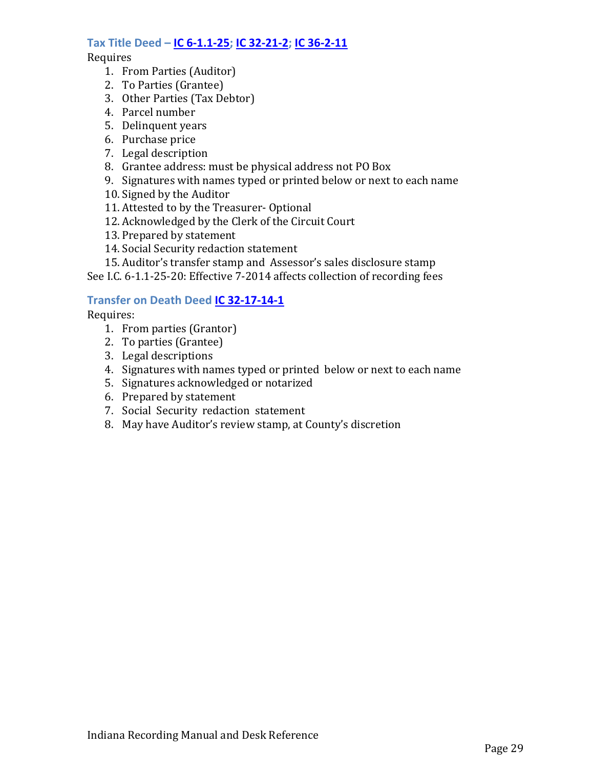### Tax Title Deed – IC 6-1.1-25; IC 32-21-2; IC 36-2-11

Requires

1. From Parties (Auditor)
2. To Parties (Grantee)
3. Other Parties (Tax Debtor)
4. Parcel number
5. Delinquent years
6. Purchase price
7. Legal description
8. Grantee address: must be physical address not PO Box
9. Signatures with names typed or printed below or next to each name
10. Signed by the Auditor
11. Attested to by the Treasurer- Optional
12. Acknowledged by the Clerk of the Circuit Court
13. Prepared by statement
14. Social Security redaction statement
15. Auditor's transfer stamp and Assessor's sales disclosure stamp

See I.C. 6-1.1-25-20: Effective 7-2014 affects collection of recording fees

### Transfer on Death Deed IC 32-17-14-1

Requires:

1. From parties (Grantor)
2. To parties (Grantee)
3. Legal descriptions
4. Signatures with names typed or printed below or next to each name
5. Signatures acknowledged or notarized
6. Prepared by statement
7. Social Security redaction statement
8. May have Auditor's review stamp, at County's discretion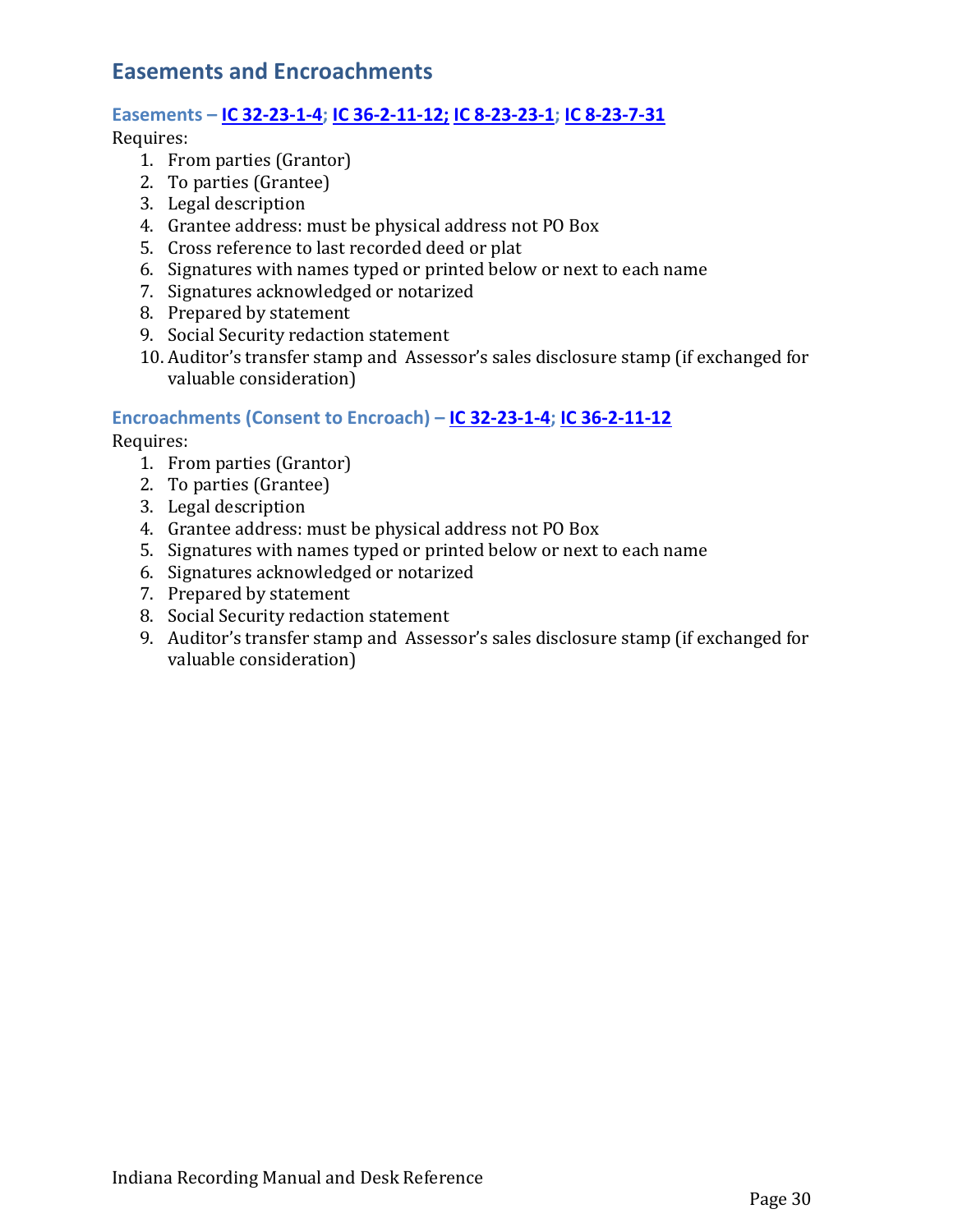## Easements and Encroachments

### Easements – IC 32-23-1-4; IC 36-2-11-12; IC 8-23-23-1; IC 8-23-7-31

Requires:

1. From parties (Grantor)
2. To parties (Grantee)
3. Legal description
4. Grantee address: must be physical address not PO Box
5. Cross reference to last recorded deed or plat
6. Signatures with names typed or printed below or next to each name
7. Signatures acknowledged or notarized
8. Prepared by statement
9. Social Security redaction statement
10. Auditor's transfer stamp and Assessor's sales disclosure stamp (if exchanged for valuable consideration)

### Encroachments (Consent to Encroach) – IC 32-23-1-4; IC 36-2-11-12

Requires:

1. From parties (Grantor)
2. To parties (Grantee)
3. Legal description
4. Grantee address: must be physical address not PO Box
5. Signatures with names typed or printed below or next to each name
6. Signatures acknowledged or notarized
7. Prepared by statement
8. Social Security redaction statement
9. Auditor's transfer stamp and Assessor's sales disclosure stamp (if exchanged for valuable consideration)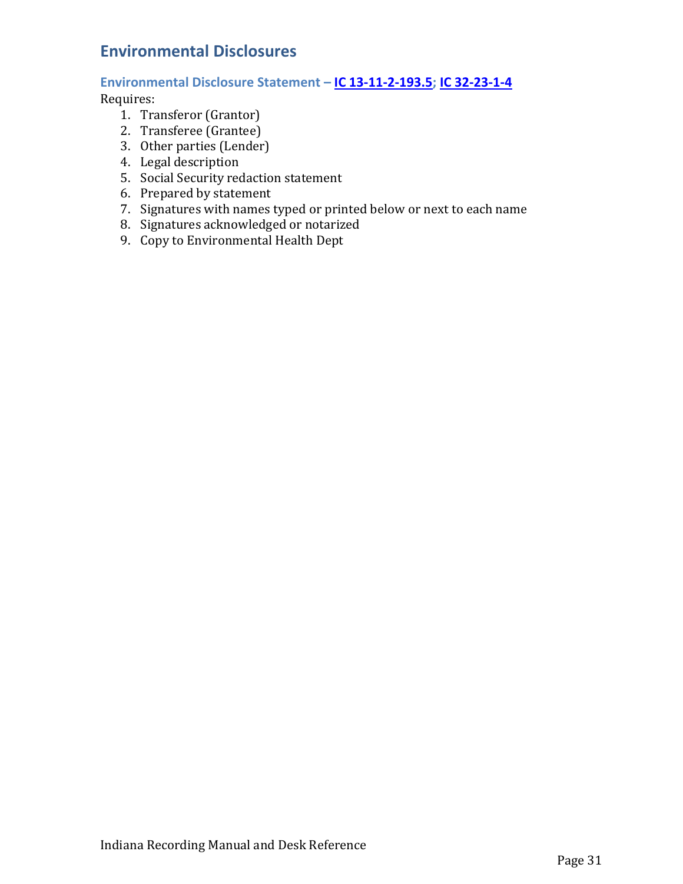## Environmental Disclosures

### Environmental Disclosure Statement – IC 13-11-2-193.5; IC 32-23-1-4

Requires:

1. Transferor (Grantor)
2. Transferee (Grantee)
3. Other parties (Lender)
4. Legal description
5. Social Security redaction statement
6. Prepared by statement
7. Signatures with names typed or printed below or next to each name
8. Signatures acknowledged or notarized
9. Copy to Environmental Health Dept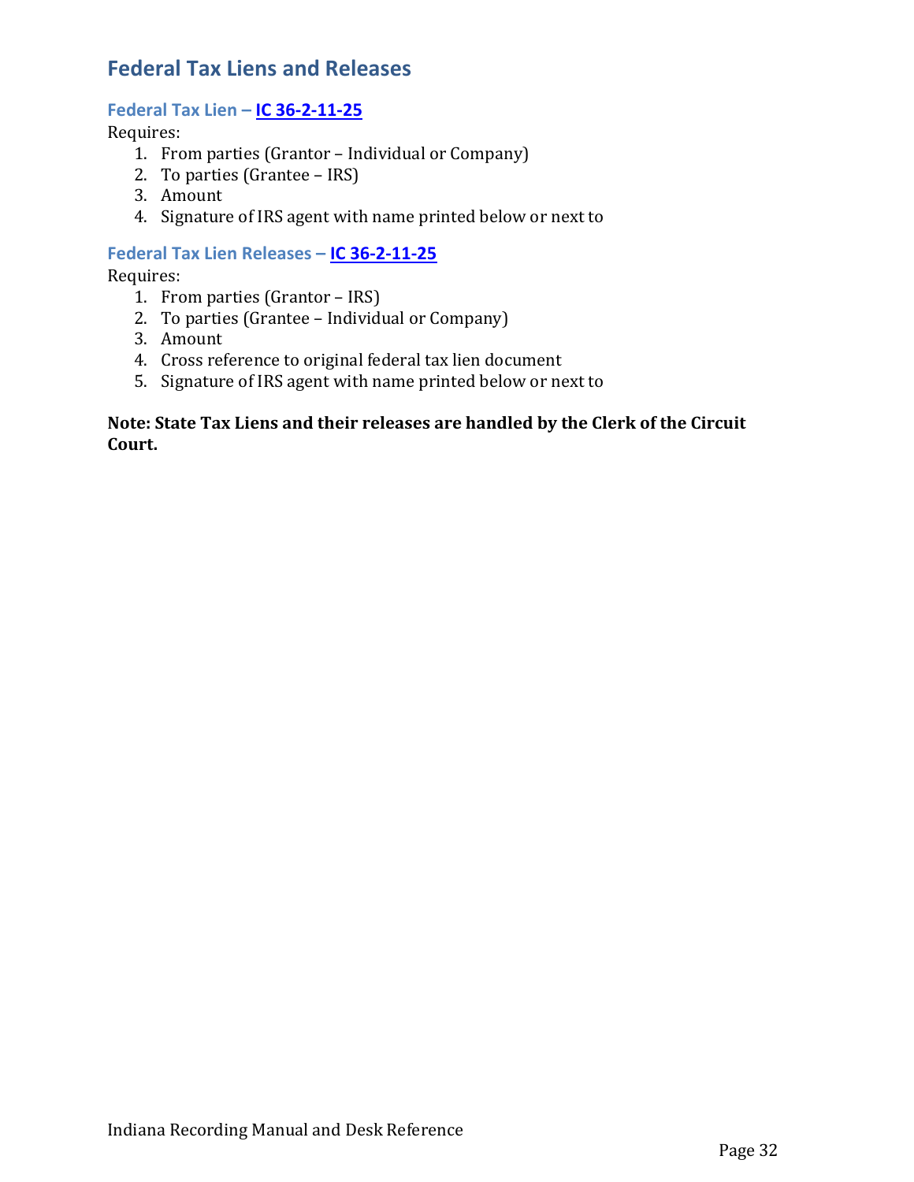## Federal Tax Liens and Releases

### Federal Tax Lien – [IC 36-2-11-25]

Requires:

1. From parties (Grantor – Individual or Company)
2. To parties (Grantee – IRS)
3. Amount
4. Signature of IRS agent with name printed below or next to

### Federal Tax Lien Releases – [IC 36-2-11-25]

Requires:

1. From parties (Grantor – IRS)
2. To parties (Grantee – Individual or Company)
3. Amount
4. Cross reference to original federal tax lien document
5. Signature of IRS agent with name printed below or next to

**Note: State Tax Liens and their releases are handled by the Clerk of the Circuit Court.**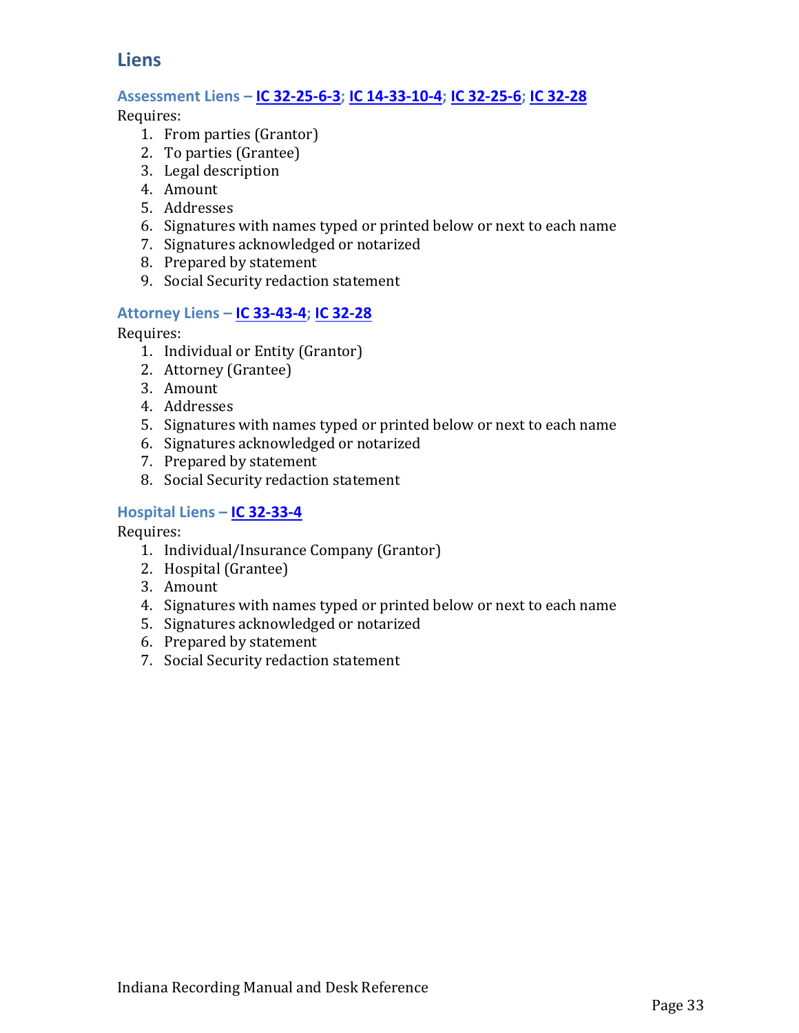## Liens

### Assessment Liens – IC 32-25-6-3; IC 14-33-10-4; IC 32-25-6; IC 32-28

Requires:

1. From parties (Grantor)
2. To parties (Grantee)
3. Legal description
4. Amount
5. Addresses
6. Signatures with names typed or printed below or next to each name
7. Signatures acknowledged or notarized
8. Prepared by statement
9. Social Security redaction statement

### Attorney Liens – IC 33-43-4; IC 32-28

Requires:

1. Individual or Entity (Grantor)
2. Attorney (Grantee)
3. Amount
4. Addresses
5. Signatures with names typed or printed below or next to each name
6. Signatures acknowledged or notarized
7. Prepared by statement
8. Social Security redaction statement

### Hospital Liens – IC 32-33-4

Requires:

1. Individual/Insurance Company (Grantor)
2. Hospital (Grantee)
3. Amount
4. Signatures with names typed or printed below or next to each name
5. Signatures acknowledged or notarized
6. Prepared by statement
7. Social Security redaction statement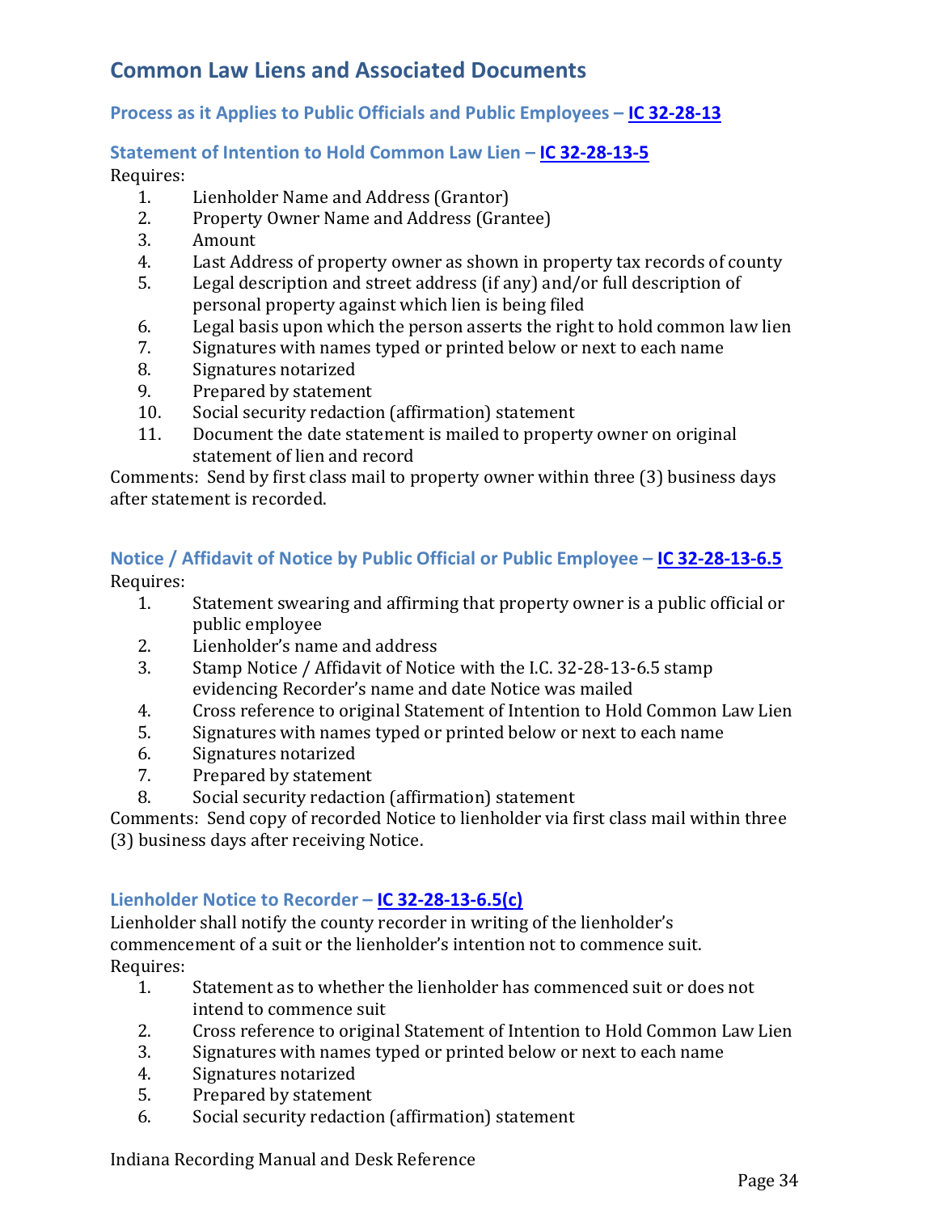## Common Law Liens and Associated Documents

### Process as it Applies to Public Officials and Public Employees – [IC 32-28-13](#)

### Statement of Intention to Hold Common Law Lien – [IC 32-28-13-5](#)

Requires:

1. Lienholder Name and Address (Grantor)
2. Property Owner Name and Address (Grantee)
3. Amount
4. Last Address of property owner as shown in property tax records of county
5. Legal description and street address (if any) and/or full description of personal property against which lien is being filed
6. Legal basis upon which the person asserts the right to hold common law lien
7. Signatures with names typed or printed below or next to each name
8. Signatures notarized
9. Prepared by statement
10. Social security redaction (affirmation) statement
11. Document the date statement is mailed to property owner on original statement of lien and record

Comments: Send by first class mail to property owner within three (3) business days after statement is recorded.

### Notice / Affidavit of Notice by Public Official or Public Employee – [IC 32-28-13-6.5](#)

Requires:

1. Statement swearing and affirming that property owner is a public official or public employee
2. Lienholder's name and address
3. Stamp Notice / Affidavit of Notice with the I.C. 32-28-13-6.5 stamp evidencing Recorder's name and date Notice was mailed
4. Cross reference to original Statement of Intention to Hold Common Law Lien
5. Signatures with names typed or printed below or next to each name
6. Signatures notarized
7. Prepared by statement
8. Social security redaction (affirmation) statement

Comments: Send copy of recorded Notice to lienholder via first class mail within three (3) business days after receiving Notice.

### Lienholder Notice to Recorder – [IC 32-28-13-6.5(c)](#)

Lienholder shall notify the county recorder in writing of the lienholder's commencement of a suit or the lienholder's intention not to commence suit.

Requires:

1. Statement as to whether the lienholder has commenced suit or does not intend to commence suit
2. Cross reference to original Statement of Intention to Hold Common Law Lien
3. Signatures with names typed or printed below or next to each name
4. Signatures notarized
5. Prepared by statement
6. Social security redaction (affirmation) statement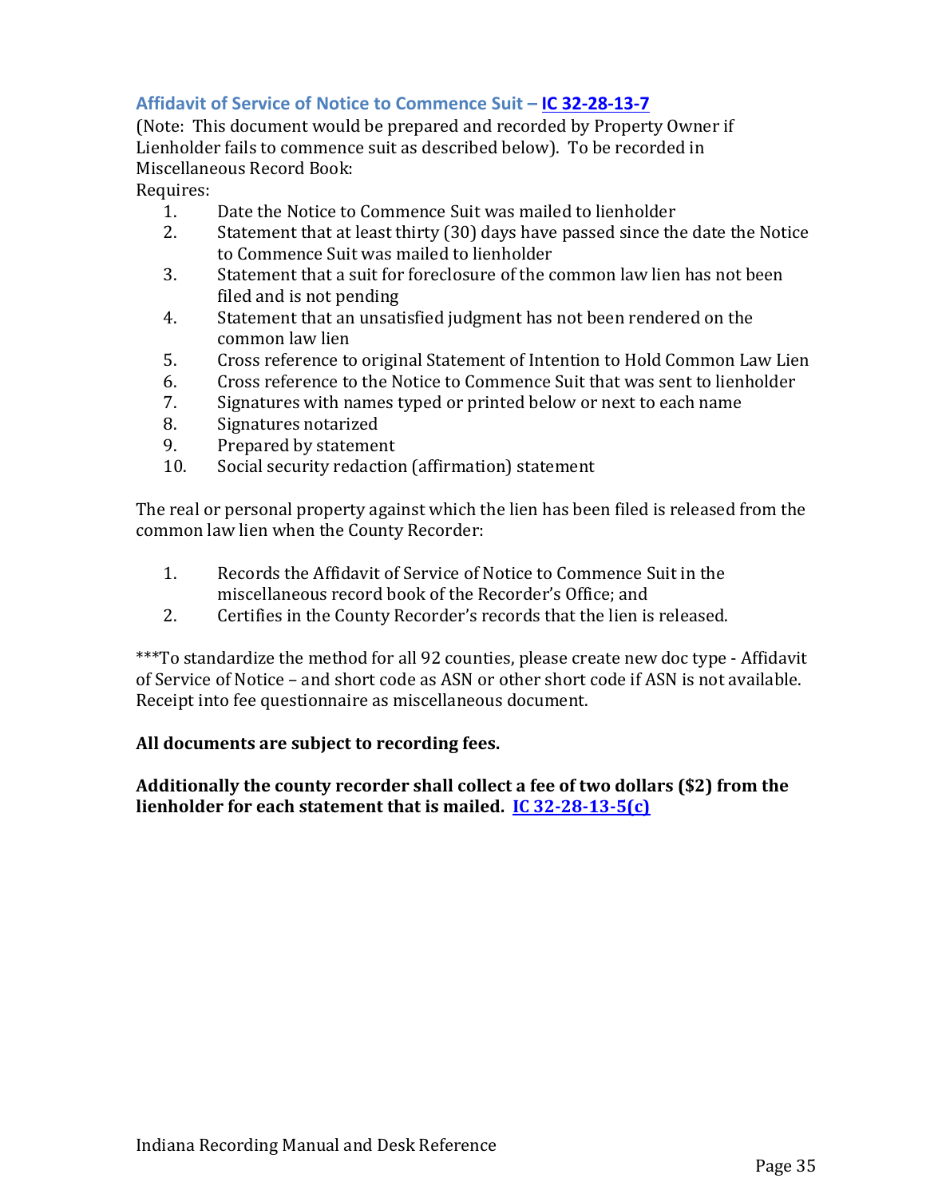### Affidavit of Service of Notice to Commence Suit – IC 32-28-13-7

(Note: This document would be prepared and recorded by Property Owner if Lienholder fails to commence suit as described below). To be recorded in Miscellaneous Record Book:

Requires:

1. Date the Notice to Commence Suit was mailed to lienholder
2. Statement that at least thirty (30) days have passed since the date the Notice to Commence Suit was mailed to lienholder
3. Statement that a suit for foreclosure of the common law lien has not been filed and is not pending
4. Statement that an unsatisfied judgment has not been rendered on the common law lien
5. Cross reference to original Statement of Intention to Hold Common Law Lien
6. Cross reference to the Notice to Commence Suit that was sent to lienholder
7. Signatures with names typed or printed below or next to each name
8. Signatures notarized
9. Prepared by statement
10. Social security redaction (affirmation) statement

The real or personal property against which the lien has been filed is released from the common law lien when the County Recorder:

1. Records the Affidavit of Service of Notice to Commence Suit in the miscellaneous record book of the Recorder's Office; and
2. Certifies in the County Recorder's records that the lien is released.

***To standardize the method for all 92 counties, please create new doc type - Affidavit of Service of Notice – and short code as ASN or other short code if ASN is not available. Receipt into fee questionnaire as miscellaneous document.

**All documents are subject to recording fees.**

**Additionally the county recorder shall collect a fee of two dollars ($2) from the lienholder for each statement that is mailed. IC 32-28-13-5(c)**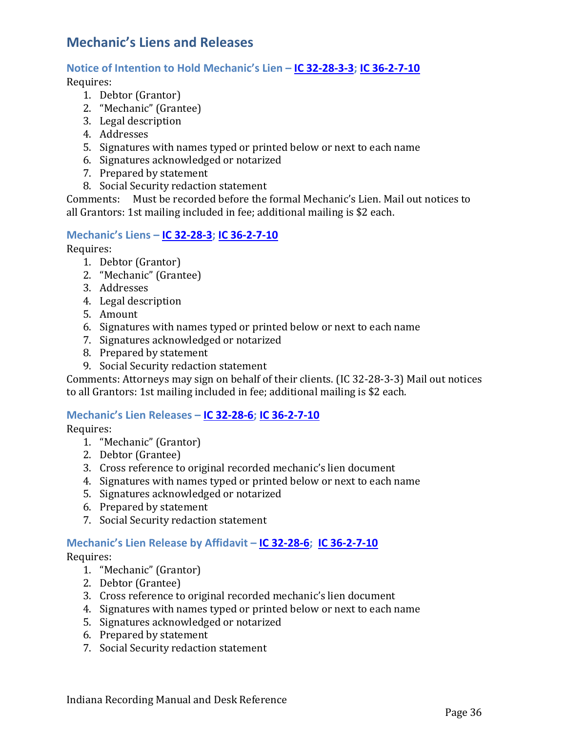## Mechanic's Liens and Releases

### Notice of Intention to Hold Mechanic's Lien – IC 32-28-3-3; IC 36-2-7-10

Requires:

1. Debtor (Grantor)
2. "Mechanic" (Grantee)
3. Legal description
4. Addresses
5. Signatures with names typed or printed below or next to each name
6. Signatures acknowledged or notarized
7. Prepared by statement
8. Social Security redaction statement

Comments: Must be recorded before the formal Mechanic's Lien. Mail out notices to all Grantors: 1st mailing included in fee; additional mailing is $2 each.

### Mechanic's Liens – IC 32-28-3; IC 36-2-7-10

Requires:

1. Debtor (Grantor)
2. "Mechanic" (Grantee)
3. Addresses
4. Legal description
5. Amount
6. Signatures with names typed or printed below or next to each name
7. Signatures acknowledged or notarized
8. Prepared by statement
9. Social Security redaction statement

Comments: Attorneys may sign on behalf of their clients. (IC 32-28-3-3) Mail out notices to all Grantors: 1st mailing included in fee; additional mailing is $2 each.

### Mechanic's Lien Releases – IC 32-28-6; IC 36-2-7-10

Requires:

1. "Mechanic" (Grantor)
2. Debtor (Grantee)
3. Cross reference to original recorded mechanic's lien document
4. Signatures with names typed or printed below or next to each name
5. Signatures acknowledged or notarized
6. Prepared by statement
7. Social Security redaction statement

### Mechanic's Lien Release by Affidavit – IC 32-28-6; IC 36-2-7-10

Requires:

1. "Mechanic" (Grantor)
2. Debtor (Grantee)
3. Cross reference to original recorded mechanic's lien document
4. Signatures with names typed or printed below or next to each name
5. Signatures acknowledged or notarized
6. Prepared by statement
7. Social Security redaction statement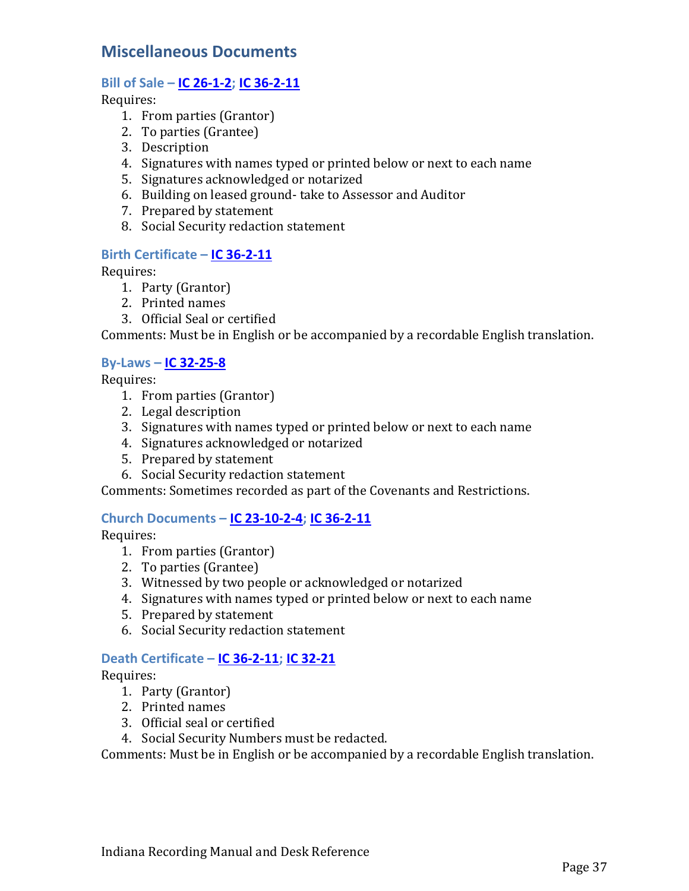## Miscellaneous Documents

### Bill of Sale – IC 26-1-2; IC 36-2-11

Requires:

1. From parties (Grantor)
2. To parties (Grantee)
3. Description
4. Signatures with names typed or printed below or next to each name
5. Signatures acknowledged or notarized
6. Building on leased ground- take to Assessor and Auditor
7. Prepared by statement
8. Social Security redaction statement

### Birth Certificate – IC 36-2-11

Requires:

1. Party (Grantor)
2. Printed names
3. Official Seal or certified

Comments: Must be in English or be accompanied by a recordable English translation.

### By-Laws – IC 32-25-8

Requires:

1. From parties (Grantor)
2. Legal description
3. Signatures with names typed or printed below or next to each name
4. Signatures acknowledged or notarized
5. Prepared by statement
6. Social Security redaction statement

Comments: Sometimes recorded as part of the Covenants and Restrictions.

### Church Documents – IC 23-10-2-4; IC 36-2-11

Requires:

1. From parties (Grantor)
2. To parties (Grantee)
3. Witnessed by two people or acknowledged or notarized
4. Signatures with names typed or printed below or next to each name
5. Prepared by statement
6. Social Security redaction statement

### Death Certificate – IC 36-2-11; IC 32-21

Requires:

1. Party (Grantor)
2. Printed names
3. Official seal or certified
4. Social Security Numbers must be redacted.

Comments: Must be in English or be accompanied by a recordable English translation.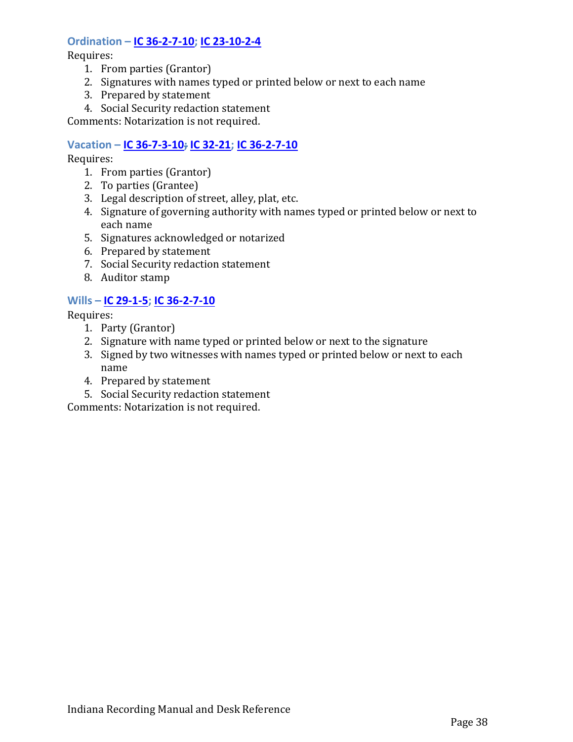### Ordination – IC 36-2-7-10; IC 23-10-2-4

Requires:

1. From parties (Grantor)
2. Signatures with names typed or printed below or next to each name
3. Prepared by statement
4. Social Security redaction statement

Comments: Notarization is not required.

### Vacation – IC 36-7-3-10; IC 32-21; IC 36-2-7-10

Requires:

1. From parties (Grantor)
2. To parties (Grantee)
3. Legal description of street, alley, plat, etc.
4. Signature of governing authority with names typed or printed below or next to each name
5. Signatures acknowledged or notarized
6. Prepared by statement
7. Social Security redaction statement
8. Auditor stamp

### Wills – IC 29-1-5; IC 36-2-7-10

Requires:

1. Party (Grantor)
2. Signature with name typed or printed below or next to the signature
3. Signed by two witnesses with names typed or printed below or next to each name
4. Prepared by statement
5. Social Security redaction statement

Comments: Notarization is not required.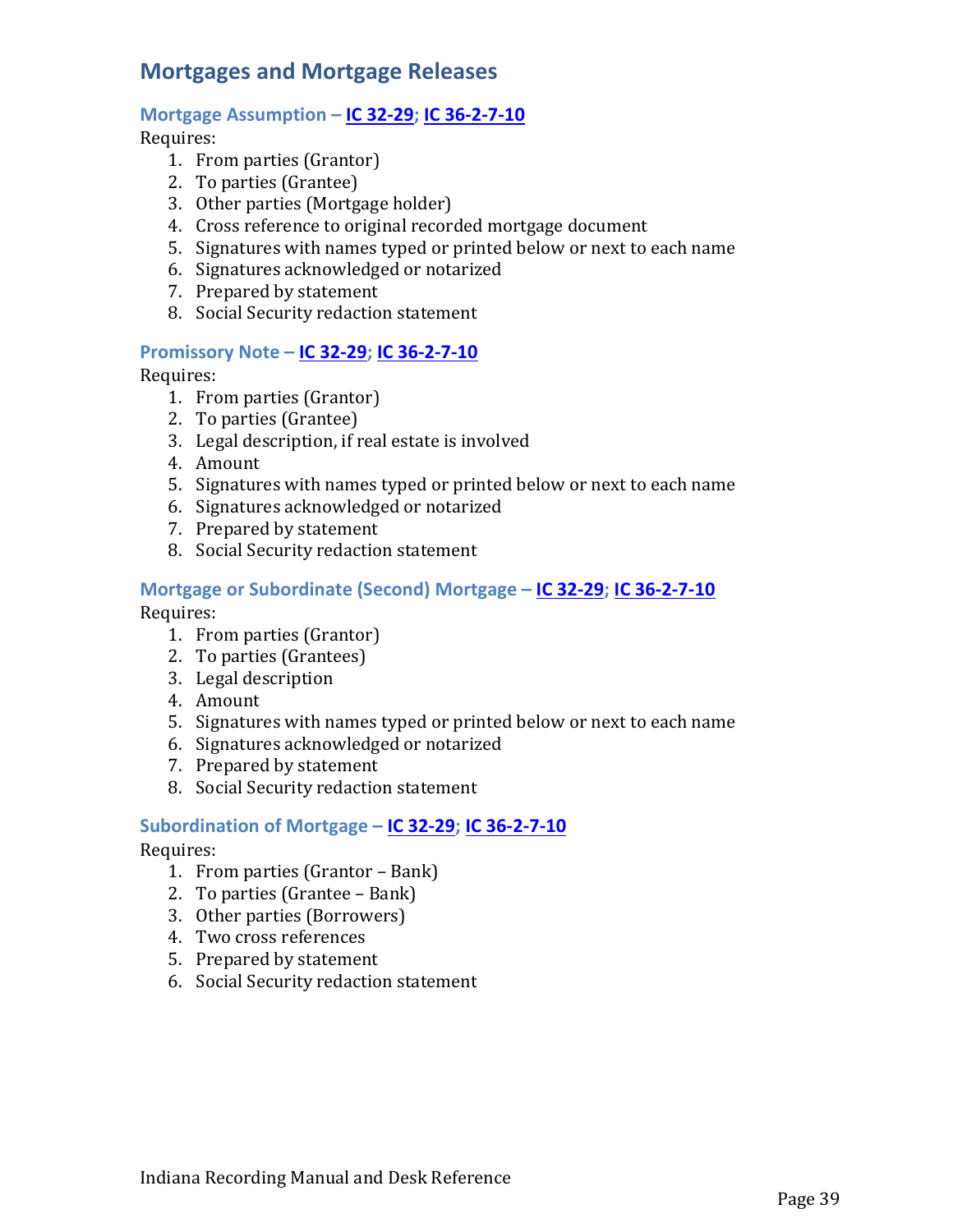## Mortgages and Mortgage Releases

### Mortgage Assumption – IC 32-29; IC 36-2-7-10

Requires:

1. From parties (Grantor)
2. To parties (Grantee)
3. Other parties (Mortgage holder)
4. Cross reference to original recorded mortgage document
5. Signatures with names typed or printed below or next to each name
6. Signatures acknowledged or notarized
7. Prepared by statement
8. Social Security redaction statement

### Promissory Note – IC 32-29; IC 36-2-7-10

Requires:

1. From parties (Grantor)
2. To parties (Grantee)
3. Legal description, if real estate is involved
4. Amount
5. Signatures with names typed or printed below or next to each name
6. Signatures acknowledged or notarized
7. Prepared by statement
8. Social Security redaction statement

### Mortgage or Subordinate (Second) Mortgage – IC 32-29; IC 36-2-7-10

Requires:

1. From parties (Grantor)
2. To parties (Grantees)
3. Legal description
4. Amount
5. Signatures with names typed or printed below or next to each name
6. Signatures acknowledged or notarized
7. Prepared by statement
8. Social Security redaction statement

### Subordination of Mortgage – IC 32-29; IC 36-2-7-10

Requires:

1. From parties (Grantor – Bank)
2. To parties (Grantee – Bank)
3. Other parties (Borrowers)
4. Two cross references
5. Prepared by statement
6. Social Security redaction statement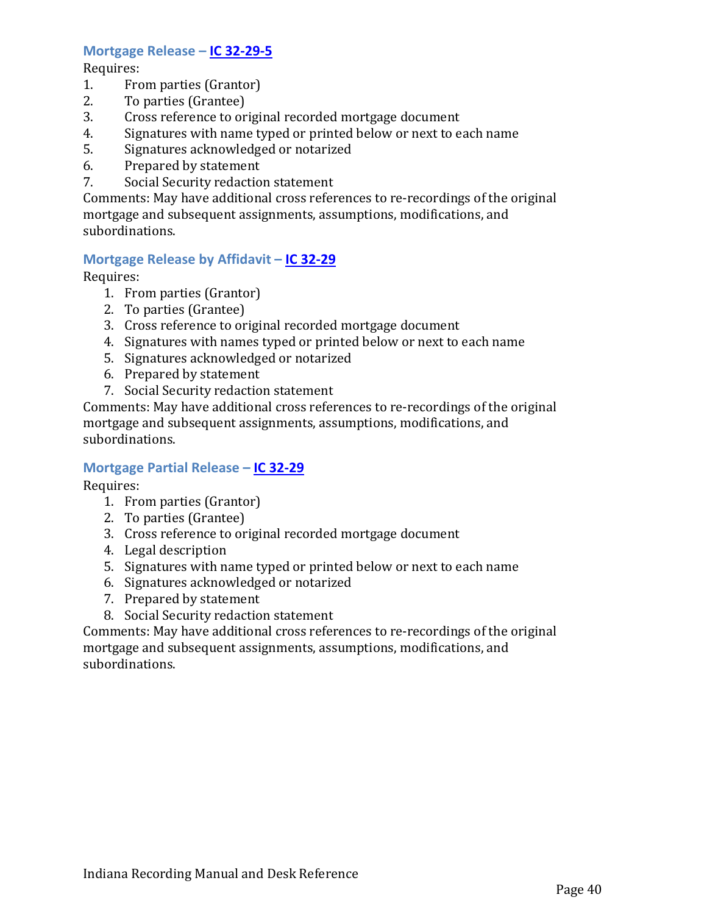### Mortgage Release – [IC 32-29-5]

Requires:

1. From parties (Grantor)
2. To parties (Grantee)
3. Cross reference to original recorded mortgage document
4. Signatures with name typed or printed below or next to each name
5. Signatures acknowledged or notarized
6. Prepared by statement
7. Social Security redaction statement

Comments: May have additional cross references to re-recordings of the original mortgage and subsequent assignments, assumptions, modifications, and subordinations.

### Mortgage Release by Affidavit – [IC 32-29]

Requires:

1. From parties (Grantor)
2. To parties (Grantee)
3. Cross reference to original recorded mortgage document
4. Signatures with names typed or printed below or next to each name
5. Signatures acknowledged or notarized
6. Prepared by statement
7. Social Security redaction statement

Comments: May have additional cross references to re-recordings of the original mortgage and subsequent assignments, assumptions, modifications, and subordinations.

### Mortgage Partial Release – [IC 32-29]

Requires:

1. From parties (Grantor)
2. To parties (Grantee)
3. Cross reference to original recorded mortgage document
4. Legal description
5. Signatures with name typed or printed below or next to each name
6. Signatures acknowledged or notarized
7. Prepared by statement
8. Social Security redaction statement

Comments: May have additional cross references to re-recordings of the original mortgage and subsequent assignments, assumptions, modifications, and subordinations.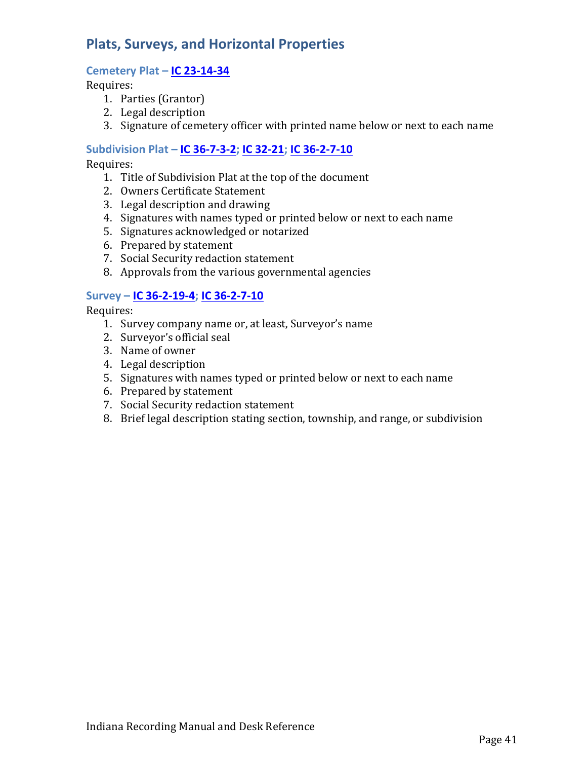## Plats, Surveys, and Horizontal Properties

### Cemetery Plat – IC 23-14-34

Requires:

1. Parties (Grantor)
2. Legal description
3. Signature of cemetery officer with printed name below or next to each name

### Subdivision Plat – IC 36-7-3-2; IC 32-21; IC 36-2-7-10

Requires:

1. Title of Subdivision Plat at the top of the document
2. Owners Certificate Statement
3. Legal description and drawing
4. Signatures with names typed or printed below or next to each name
5. Signatures acknowledged or notarized
6. Prepared by statement
7. Social Security redaction statement
8. Approvals from the various governmental agencies

### Survey – IC 36-2-19-4; IC 36-2-7-10

Requires:

1. Survey company name or, at least, Surveyor's name
2. Surveyor's official seal
3. Name of owner
4. Legal description
5. Signatures with names typed or printed below or next to each name
6. Prepared by statement
7. Social Security redaction statement
8. Brief legal description stating section, township, and range, or subdivision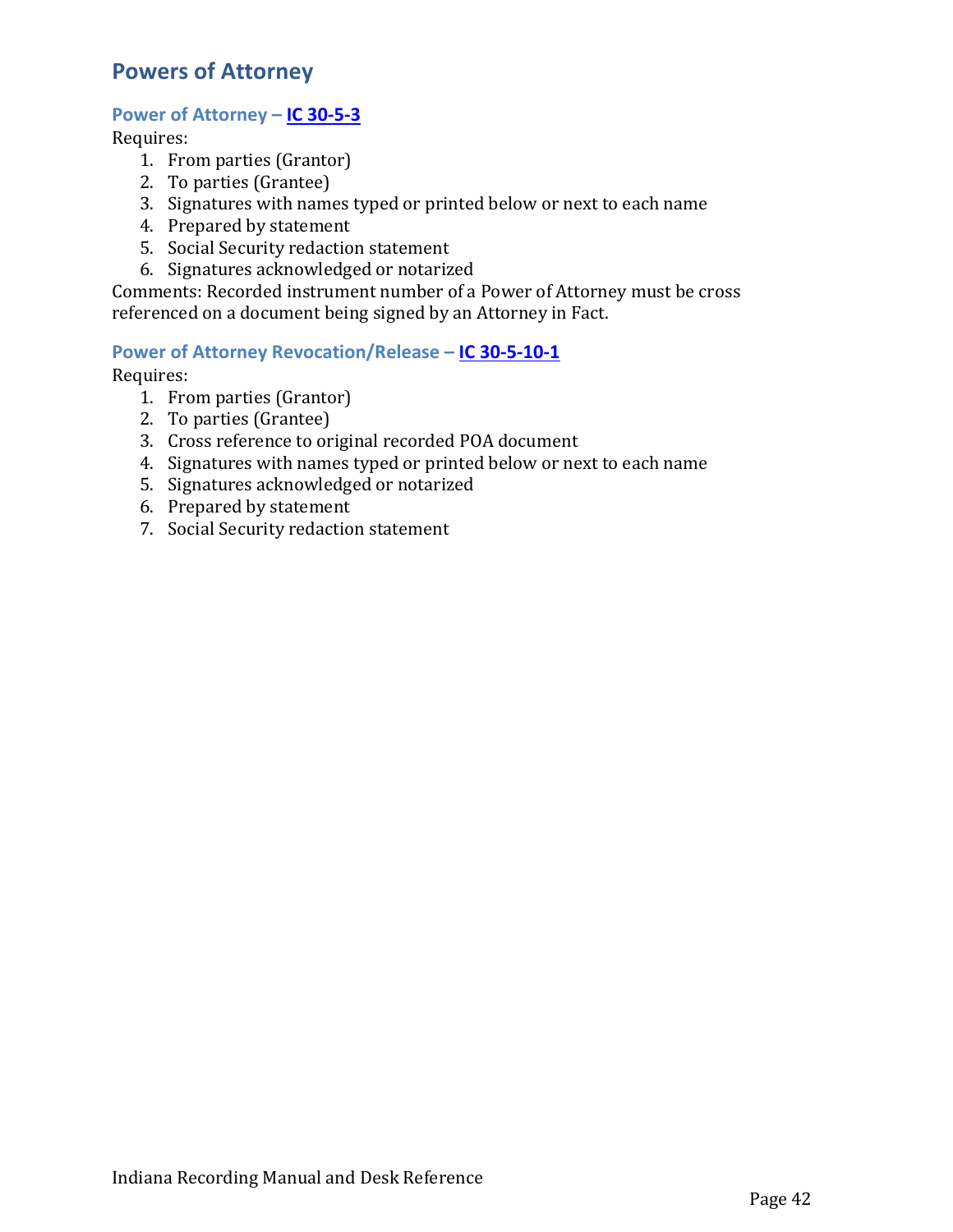## Powers of Attorney

### Power of Attorney – IC 30-5-3

Requires:

1. From parties (Grantor)
2. To parties (Grantee)
3. Signatures with names typed or printed below or next to each name
4. Prepared by statement
5. Social Security redaction statement
6. Signatures acknowledged or notarized

Comments: Recorded instrument number of a Power of Attorney must be cross referenced on a document being signed by an Attorney in Fact.

### Power of Attorney Revocation/Release – IC 30-5-10-1

Requires:

1. From parties (Grantor)
2. To parties (Grantee)
3. Cross reference to original recorded POA document
4. Signatures with names typed or printed below or next to each name
5. Signatures acknowledged or notarized
6. Prepared by statement
7. Social Security redaction statement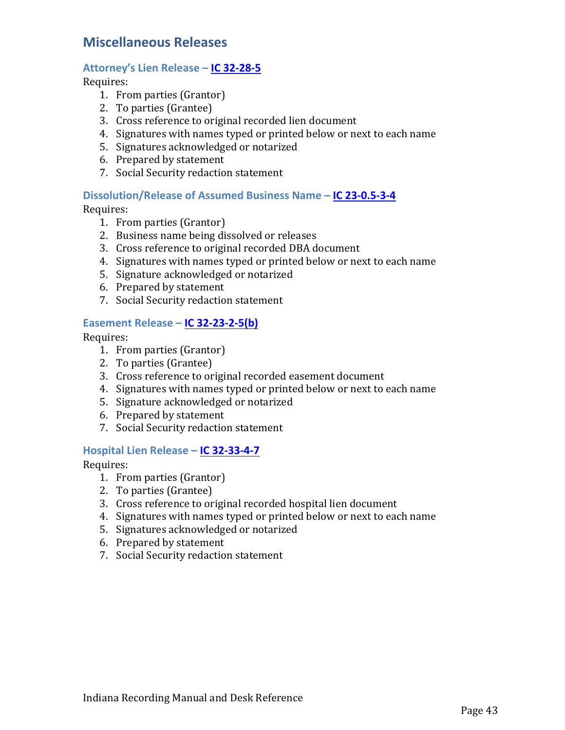## Miscellaneous Releases

### Attorney's Lien Release – [IC 32-28-5]

Requires:

1. From parties (Grantor)
2. To parties (Grantee)
3. Cross reference to original recorded lien document
4. Signatures with names typed or printed below or next to each name
5. Signatures acknowledged or notarized
6. Prepared by statement
7. Social Security redaction statement

### Dissolution/Release of Assumed Business Name – [IC 23-0.5-3-4]

Requires:

1. From parties (Grantor)
2. Business name being dissolved or releases
3. Cross reference to original recorded DBA document
4. Signatures with names typed or printed below or next to each name
5. Signature acknowledged or notarized
6. Prepared by statement
7. Social Security redaction statement

### Easement Release – [IC 32-23-2-5(b)]

Requires:

1. From parties (Grantor)
2. To parties (Grantee)
3. Cross reference to original recorded easement document
4. Signatures with names typed or printed below or next to each name
5. Signature acknowledged or notarized
6. Prepared by statement
7. Social Security redaction statement

### Hospital Lien Release – [IC 32-33-4-7]

Requires:

1. From parties (Grantor)
2. To parties (Grantee)
3. Cross reference to original recorded hospital lien document
4. Signatures with names typed or printed below or next to each name
5. Signatures acknowledged or notarized
6. Prepared by statement
7. Social Security redaction statement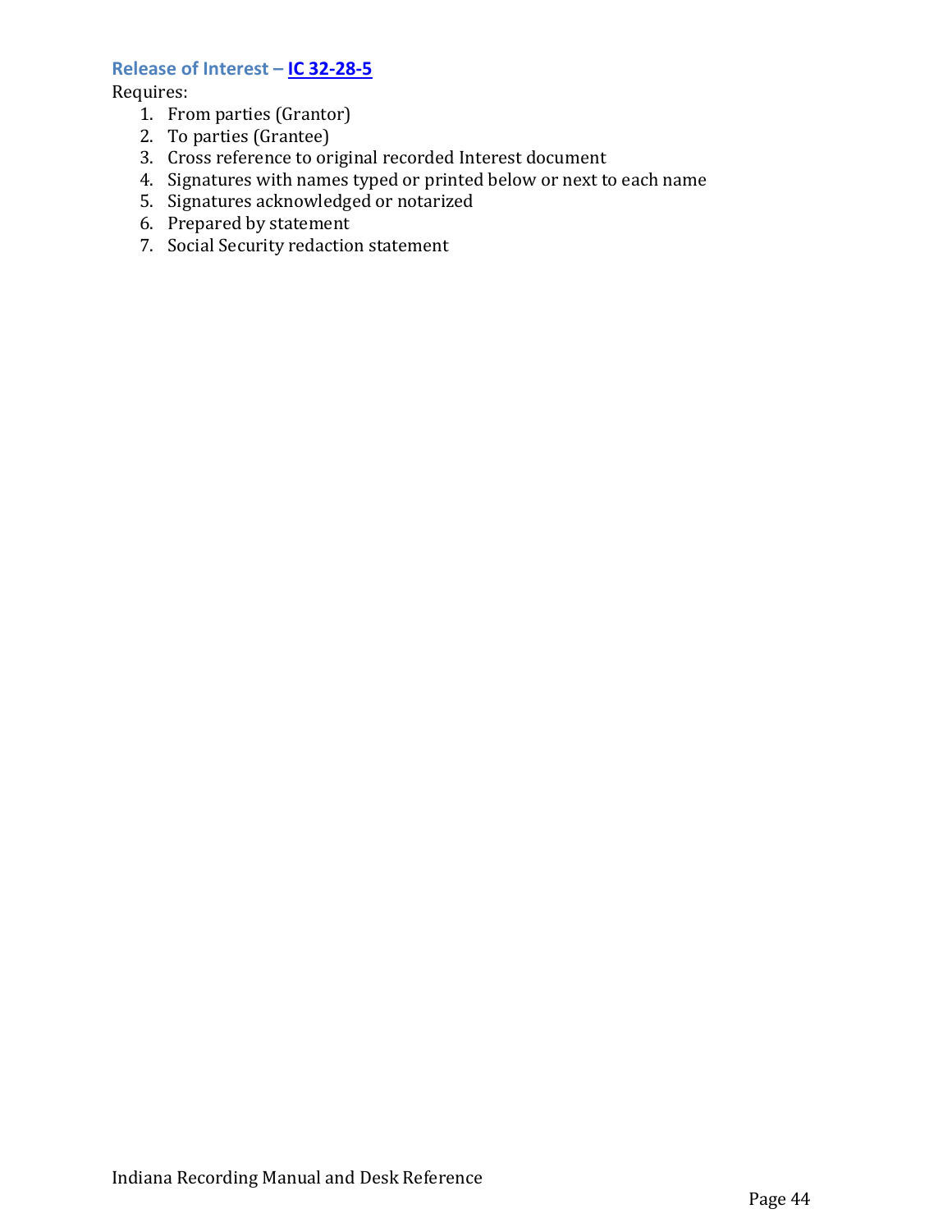### Release of Interest – [IC 32-28-5]

Requires:

1. From parties (Grantor)
2. To parties (Grantee)
3. Cross reference to original recorded Interest document
4. Signatures with names typed or printed below or next to each name
5. Signatures acknowledged or notarized
6. Prepared by statement
7. Social Security redaction statement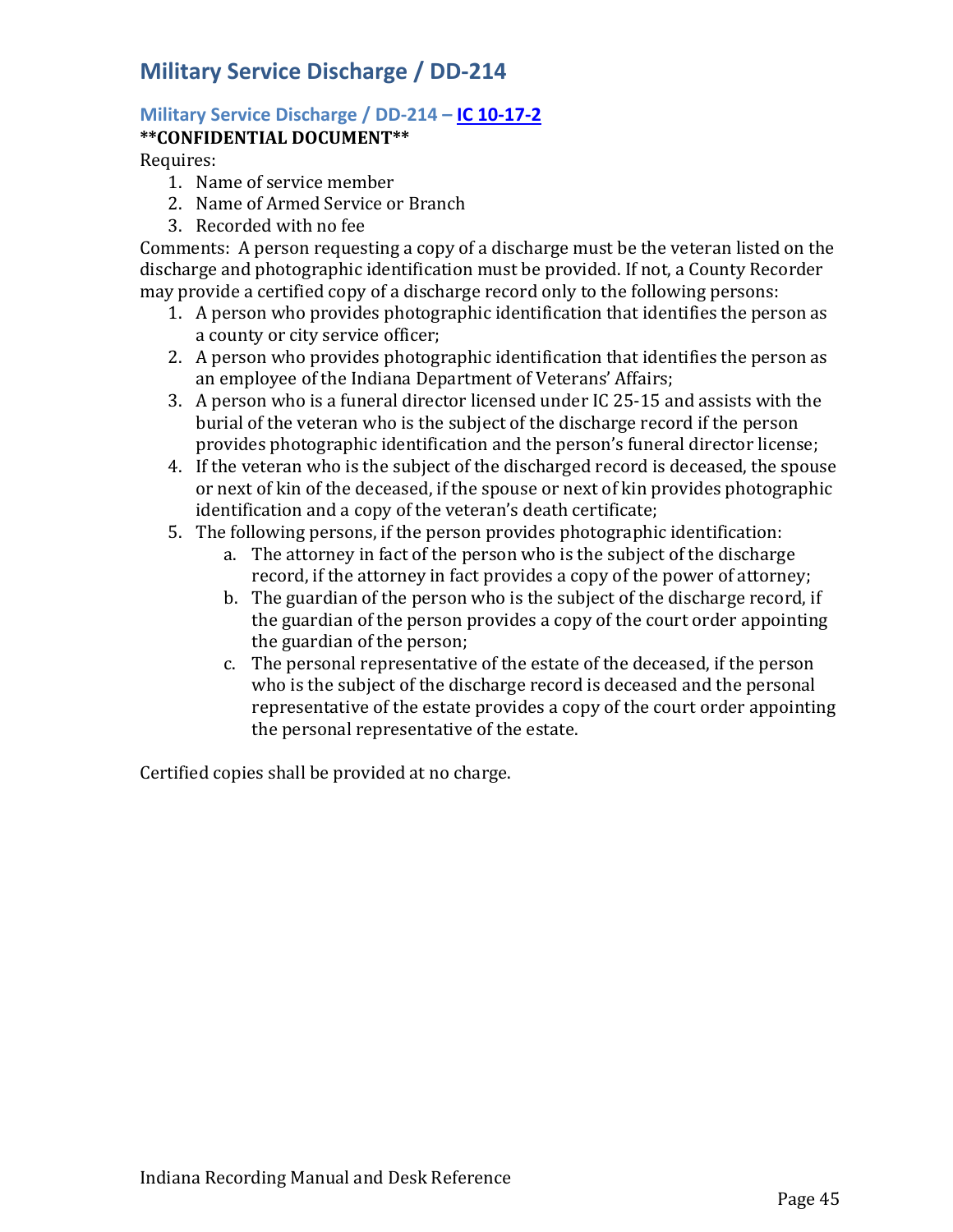# Military Service Discharge / DD-214

## Military Service Discharge / DD-214 – [IC 10-17-2]

**\*\*CONFIDENTIAL DOCUMENT\*\***

Requires:

1. Name of service member
2. Name of Armed Service or Branch
3. Recorded with no fee

Comments: A person requesting a copy of a discharge must be the veteran listed on the discharge and photographic identification must be provided. If not, a County Recorder may provide a certified copy of a discharge record only to the following persons:

1. A person who provides photographic identification that identifies the person as a county or city service officer;
2. A person who provides photographic identification that identifies the person as an employee of the Indiana Department of Veterans' Affairs;
3. A person who is a funeral director licensed under IC 25-15 and assists with the burial of the veteran who is the subject of the discharge record if the person provides photographic identification and the person's funeral director license;
4. If the veteran who is the subject of the discharged record is deceased, the spouse or next of kin of the deceased, if the spouse or next of kin provides photographic identification and a copy of the veteran's death certificate;
5. The following persons, if the person provides photographic identification:
    a. The attorney in fact of the person who is the subject of the discharge record, if the attorney in fact provides a copy of the power of attorney;
    b. The guardian of the person who is the subject of the discharge record, if the guardian of the person provides a copy of the court order appointing the guardian of the person;
    c. The personal representative of the estate of the deceased, if the person who is the subject of the discharge record is deceased and the personal representative of the estate provides a copy of the court order appointing the personal representative of the estate.

Certified copies shall be provided at no charge.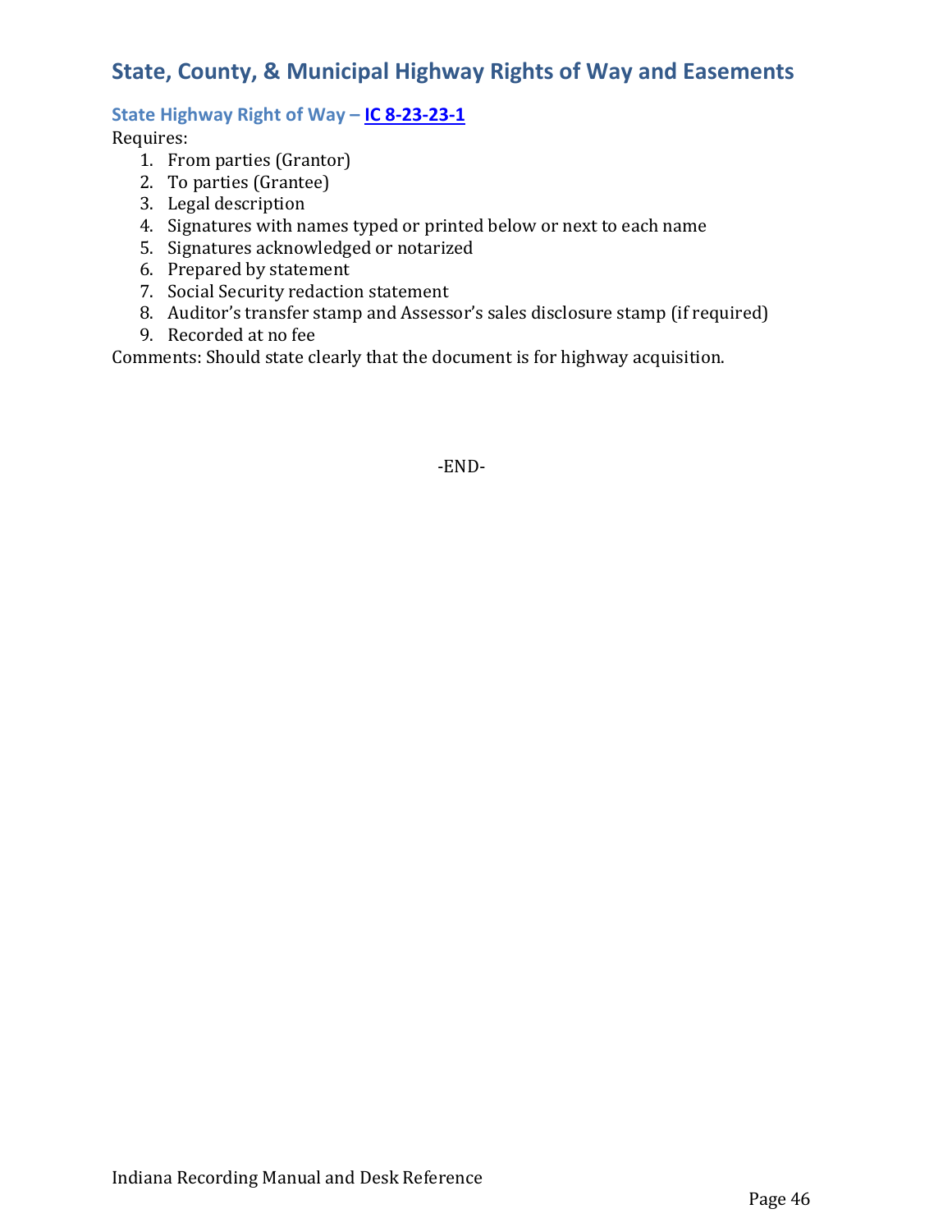## State, County, & Municipal Highway Rights of Way and Easements

### State Highway Right of Way – IC 8-23-23-1

Requires:

1. From parties (Grantor)
2. To parties (Grantee)
3. Legal description
4. Signatures with names typed or printed below or next to each name
5. Signatures acknowledged or notarized
6. Prepared by statement
7. Social Security redaction statement
8. Auditor's transfer stamp and Assessor's sales disclosure stamp (if required)
9. Recorded at no fee

Comments: Should state clearly that the document is for highway acquisition.

-END-